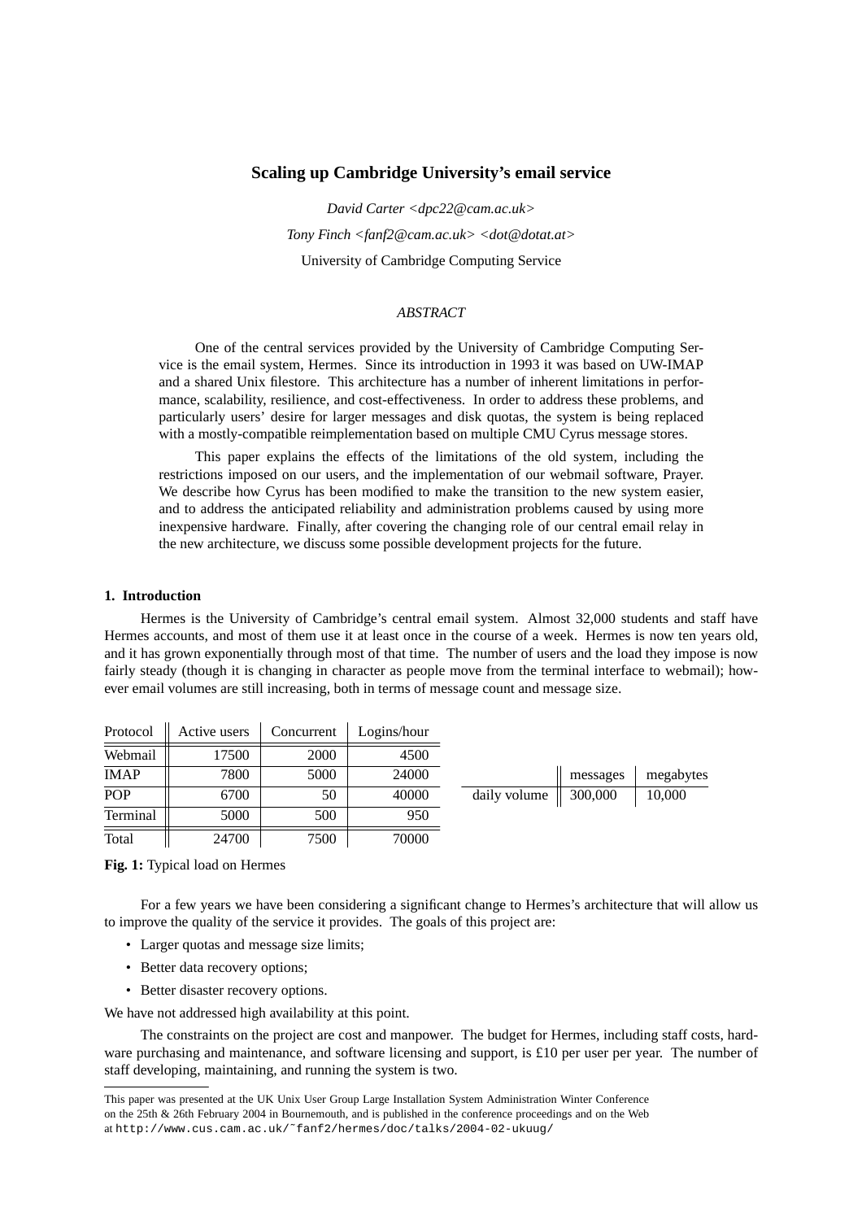# Scaling up Cambridge University's email service

*David Carter <dpc22@cam.ac.uk>*

*Tony Finch <fanf2@cam.ac.uk> <dot@dotat.at>*

University of Cambridge Computing Service

## *ABSTRACT*

One of the central services provided by the University of Cambridge Computing Service is the email system, Hermes. Since its introduction in 1993 it was based on UW-IMAP and a shared Unix filestore. This architecture has a number of inherent limitations in performance, scalability, resilience, and cost-effectiveness. In order to address these problems, and particularly users' desire for larger messages and disk quotas, the system is being replaced with a mostly-compatible reimplementation based on multiple CMU Cyrus message stores.

This paper explains the effects of the limitations of the old system, including the restrictions imposed on our users, and the implementation of our webmail software, Prayer. We describe how Cyrus has been modified to make the transition to the new system easier, and to address the anticipated reliability and administration problems caused by using more inexpensive hardware. Finally, after covering the changing role of our central email relay in the new architecture, we discuss some possible development projects for the future.

### 1. Introduction

Hermes is the University of Cambridge's central email system. Almost 32,000 students and staff have Hermes accounts, and most of them use it at least once in the course of a week. Hermes is now ten years old, and it has grown exponentially through most of that time. The number of users and the load they impose is now fairly steady (though it is changing in character as people move from the terminal interface to webmail); however email volumes are still increasing, both in terms of message count and message size.

| Protocol | Active users | Concurrent | Logins/hour |
|---|---|---|---|
| Webmail | 17500 | 2000 | 4500 |
| IMAP | 7800 | 5000 | 24000 |
| POP | 6700 | 50 | 40000 |
| Terminal | 5000 | 500 | 950 |
| Total | 24700 | 7500 | 70000 |

| | messages | megabytes |
|---|---|---|
| daily volume | 300,000 | 10,000 |

**Fig. 1:** Typical load on Hermes

For a few years we have been considering a significant change to Hermes's architecture that will allow us to improve the quality of the service it provides. The goals of this project are:

- Larger quotas and message size limits;
- Better data recovery options;
- Better disaster recovery options.

We have not addressed high availability at this point.

The constraints on the project are cost and manpower. The budget for Hermes, including staff costs, hardware purchasing and maintenance, and software licensing and support, is £10 per user per year. The number of staff developing, maintaining, and running the system is two.

---

This paper was presented at the UK Unix User Group Large Installation System Administration Winter Conference on the 25th & 26th February 2004 in Bournemouth, and is published in the conference proceedings and on the Web at `http://www.cus.cam.ac.uk/~fanf2/hermes/doc/talks/2004-02-ukuug/`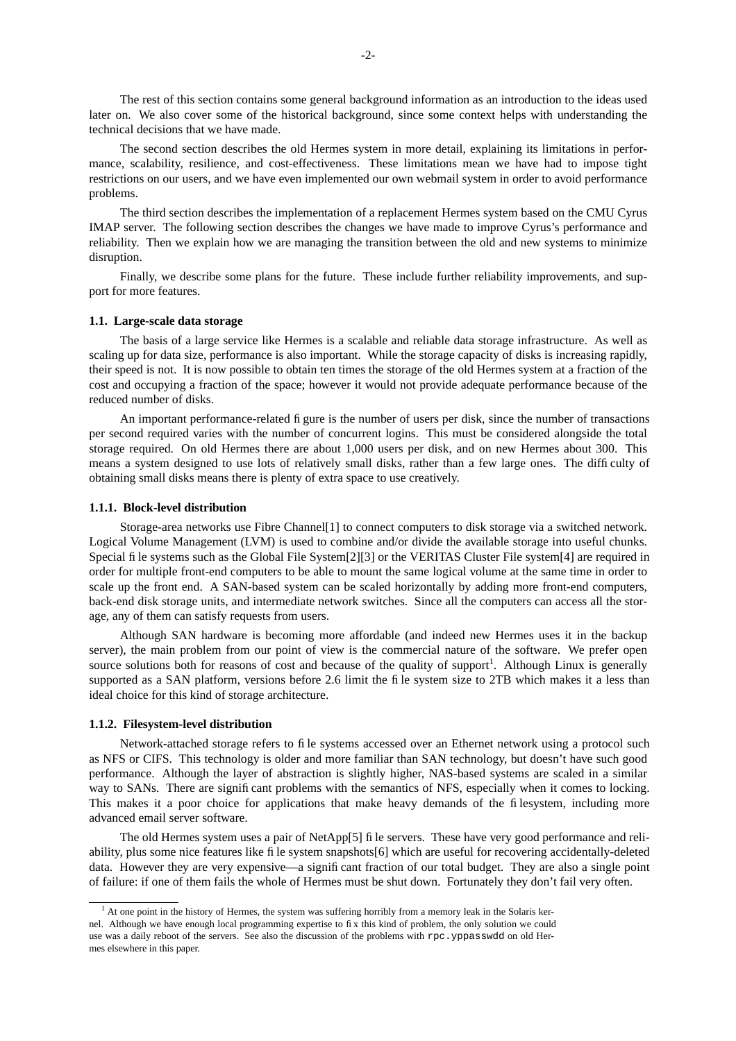The rest of this section contains some general background information as an introduction to the ideas used later on. We also cover some of the historical background, since some context helps with understanding the technical decisions that we have made.

The second section describes the old Hermes system in more detail, explaining its limitations in performance, scalability, resilience, and cost-effectiveness. These limitations mean we have had to impose tight restrictions on our users, and we have even implemented our own webmail system in order to avoid performance problems.

The third section describes the implementation of a replacement Hermes system based on the CMU Cyrus IMAP server. The following section describes the changes we have made to improve Cyrus's performance and reliability. Then we explain how we are managing the transition between the old and new systems to minimize disruption.

Finally, we describe some plans for the future. These include further reliability improvements, and support for more features.

### 1.1. Large-scale data storage

The basis of a large service like Hermes is a scalable and reliable data storage infrastructure. As well as scaling up for data size, performance is also important. While the storage capacity of disks is increasing rapidly, their speed is not. It is now possible to obtain ten times the storage of the old Hermes system at a fraction of the cost and occupying a fraction of the space; however it would not provide adequate performance because of the reduced number of disks.

An important performance-related figure is the number of users per disk, since the number of transactions per second required varies with the number of concurrent logins. This must be considered alongside the total storage required. On old Hermes there are about 1,000 users per disk, and on new Hermes about 300. This means a system designed to use lots of relatively small disks, rather than a few large ones. The difficulty of obtaining small disks means there is plenty of extra space to use creatively.

#### 1.1.1. Block-level distribution

Storage-area networks use Fibre Channel[1] to connect computers to disk storage via a switched network. Logical Volume Management (LVM) is used to combine and/or divide the available storage into useful chunks. Special file systems such as the Global File System[2][3] or the VERITAS Cluster File system[4] are required in order for multiple front-end computers to be able to mount the same logical volume at the same time in order to scale up the front end. A SAN-based system can be scaled horizontally by adding more front-end computers, back-end disk storage units, and intermediate network switches. Since all the computers can access all the storage, any of them can satisfy requests from users.

Although SAN hardware is becoming more affordable (and indeed new Hermes uses it in the backup server), the main problem from our point of view is the commercial nature of the software. We prefer open source solutions both for reasons of cost and because of the quality of support[1]. Although Linux is generally supported as a SAN platform, versions before 2.6 limit the file system size to 2TB which makes it a less than ideal choice for this kind of storage architecture.

#### 1.1.2. Filesystem-level distribution

Network-attached storage refers to file systems accessed over an Ethernet network using a protocol such as NFS or CIFS. This technology is older and more familiar than SAN technology, but doesn't have such good performance. Although the layer of abstraction is slightly higher, NAS-based systems are scaled in a similar way to SANs. There are significant problems with the semantics of NFS, especially when it comes to locking. This makes it a poor choice for applications that make heavy demands of the filesystem, including more advanced email server software.

The old Hermes system uses a pair of NetApp[5] file servers. These have very good performance and reliability, plus some nice features like file system snapshots[6] which are useful for recovering accidentally-deleted data. However they are very expensive—a significant fraction of our total budget. They are also a single point of failure: if one of them fails the whole of Hermes must be shut down. Fortunately they don't fail very often.

---

[1] At one point in the history of Hermes, the system was suffering horribly from a memory leak in the Solaris kernel. Although we have enough local programming expertise to fix this kind of problem, the only solution we could use was a daily reboot of the servers. See also the discussion of the problems with `rpc.yppasswdd` on old Hermes elsewhere in this paper.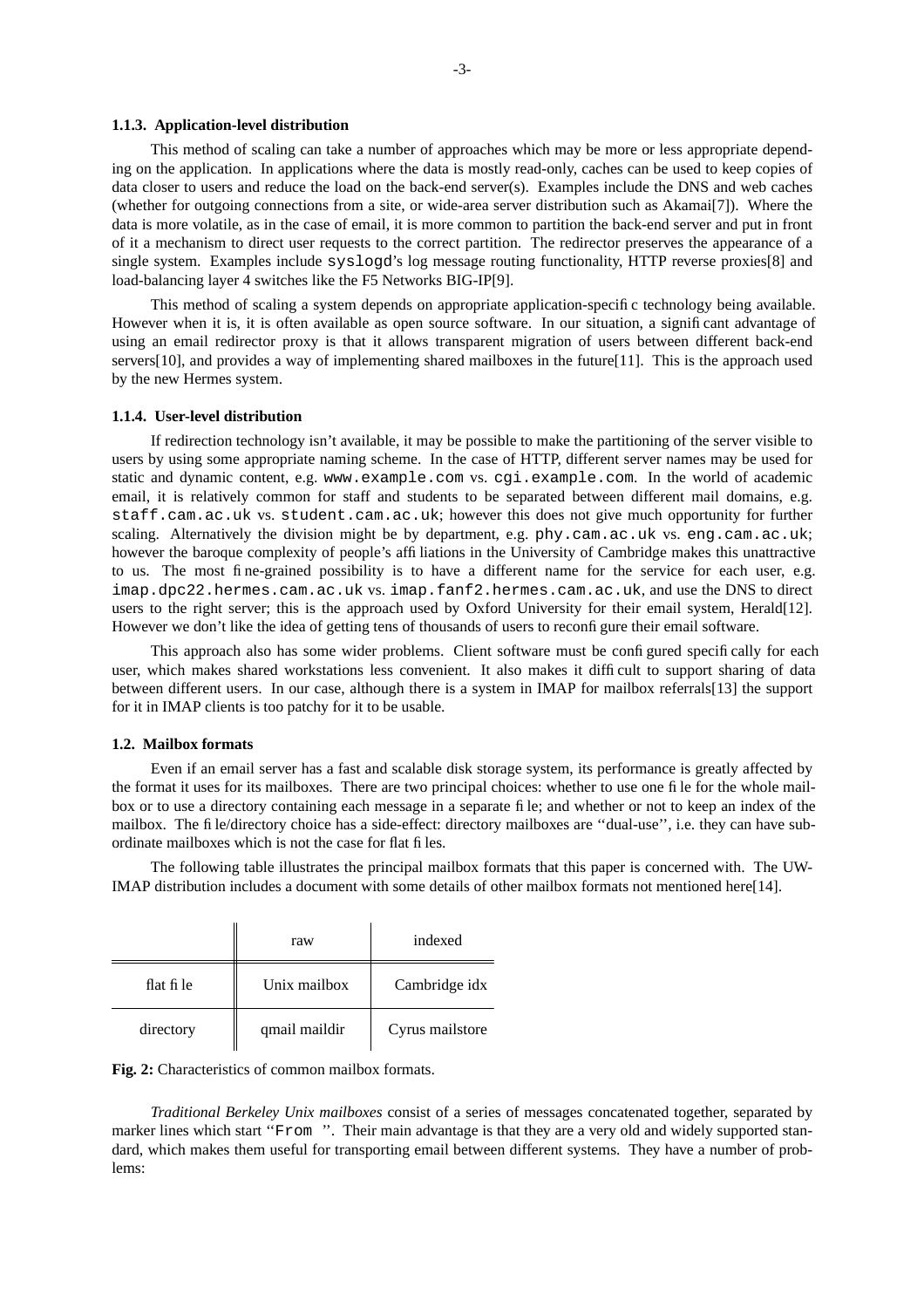#### 1.1.3. Application-level distribution

This method of scaling can take a number of approaches which may be more or less appropriate depending on the application. In applications where the data is mostly read-only, caches can be used to keep copies of data closer to users and reduce the load on the back-end server(s). Examples include the DNS and web caches (whether for outgoing connections from a site, or wide-area server distribution such as Akamai[7]). Where the data is more volatile, as in the case of email, it is more common to partition the back-end server and put in front of it a mechanism to direct user requests to the correct partition. The redirector preserves the appearance of a single system. Examples include `syslogd`'s log message routing functionality, HTTP reverse proxies[8] and load-balancing layer 4 switches like the F5 Networks BIG-IP[9].

This method of scaling a system depends on appropriate application-specific technology being available. However when it is, it is often available as open source software. In our situation, a significant advantage of using an email redirector proxy is that it allows transparent migration of users between different back-end servers[10], and provides a way of implementing shared mailboxes in the future[11]. This is the approach used by the new Hermes system.

#### 1.1.4. User-level distribution

If redirection technology isn't available, it may be possible to make the partitioning of the server visible to users by using some appropriate naming scheme. In the case of HTTP, different server names may be used for static and dynamic content, e.g. `www.example.com` vs. `cgi.example.com`. In the world of academic email, it is relatively common for staff and students to be separated between different mail domains, e.g. `staff.cam.ac.uk` vs. `student.cam.ac.uk`; however this does not give much opportunity for further scaling. Alternatively the division might be by department, e.g. `phy.cam.ac.uk` vs. `eng.cam.ac.uk`; however the baroque complexity of people's affiliations in the University of Cambridge makes this unattractive to us. The most fine-grained possibility is to have a different name for the service for each user, e.g. `imap.dpc22.hermes.cam.ac.uk` vs. `imap.fanf2.hermes.cam.ac.uk`, and use the DNS to direct users to the right server; this is the approach used by Oxford University for their email system, Herald[12]. However we don't like the idea of getting tens of thousands of users to reconfigure their email software.

This approach also has some wider problems. Client software must be configured specifically for each user, which makes shared workstations less convenient. It also makes it difficult to support sharing of data between different users. In our case, although there is a system in IMAP for mailbox referrals[13] the support for it in IMAP clients is too patchy for it to be usable.

### 1.2. Mailbox formats

Even if an email server has a fast and scalable disk storage system, its performance is greatly affected by the format it uses for its mailboxes. There are two principal choices: whether to use one file for the whole mailbox or to use a directory containing each message in a separate file; and whether or not to keep an index of the mailbox. The file/directory choice has a side-effect: directory mailboxes are "dual-use", i.e. they can have subordinate mailboxes which is not the case for flat files.

The following table illustrates the principal mailbox formats that this paper is concerned with. The UW-IMAP distribution includes a document with some details of other mailbox formats not mentioned here[14].

| | raw | indexed |
|---|---|---|
| flat file | Unix mailbox | Cambridge idx |
| directory | qmail maildir | Cyrus mailstore |

**Fig. 2:** Characteristics of common mailbox formats.

*Traditional Berkeley Unix mailboxes* consist of a series of messages concatenated together, separated by marker lines which start "`From `". Their main advantage is that they are a very old and widely supported standard, which makes them useful for transporting email between different systems. They have a number of problems: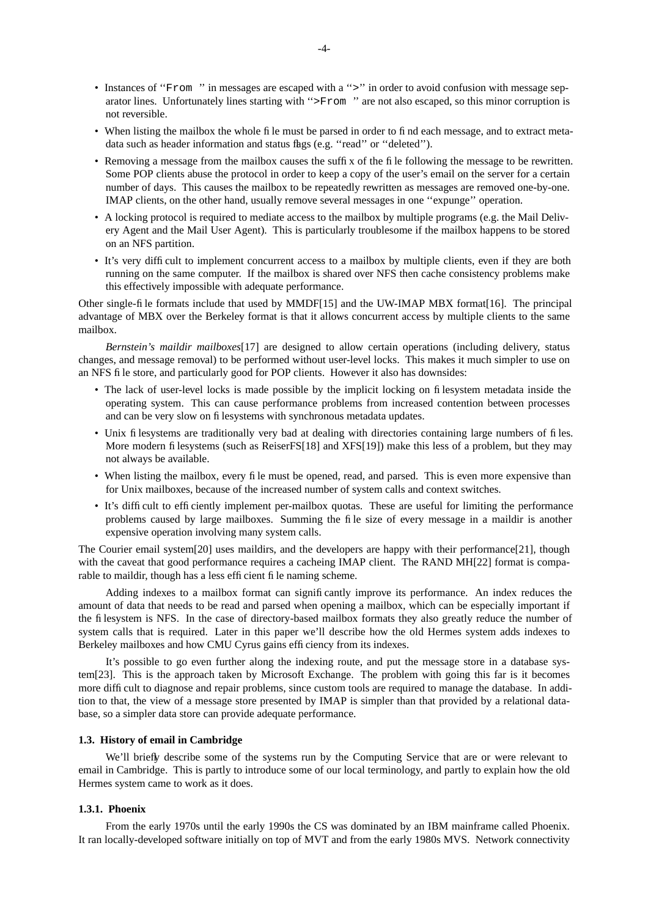- Instances of ''`From `'' in messages are escaped with a ''`>`'' in order to avoid confusion with message separator lines. Unfortunately lines starting with ''`>From `'' are not also escaped, so this minor corruption is not reversible.
- When listing the mailbox the whole file must be parsed in order to find each message, and to extract metadata such as header information and status flags (e.g. ''read'' or ''deleted'').
- Removing a message from the mailbox causes the suffix of the file following the message to be rewritten. Some POP clients abuse the protocol in order to keep a copy of the user's email on the server for a certain number of days. This causes the mailbox to be repeatedly rewritten as messages are removed one-by-one. IMAP clients, on the other hand, usually remove several messages in one ''expunge'' operation.
- A locking protocol is required to mediate access to the mailbox by multiple programs (e.g. the Mail Delivery Agent and the Mail User Agent). This is particularly troublesome if the mailbox happens to be stored on an NFS partition.
- It's very difficult to implement concurrent access to a mailbox by multiple clients, even if they are both running on the same computer. If the mailbox is shared over NFS then cache consistency problems make this effectively impossible with adequate performance.

Other single-file formats include that used by MMDF[15] and the UW-IMAP MBX format[16]. The principal advantage of MBX over the Berkeley format is that it allows concurrent access by multiple clients to the same mailbox.

*Bernstein's maildir mailboxes*[17] are designed to allow certain operations (including delivery, status changes, and message removal) to be performed without user-level locks. This makes it much simpler to use on an NFS file store, and particularly good for POP clients. However it also has downsides:

- The lack of user-level locks is made possible by the implicit locking on filesystem metadata inside the operating system. This can cause performance problems from increased contention between processes and can be very slow on filesystems with synchronous metadata updates.
- Unix filesystems are traditionally very bad at dealing with directories containing large numbers of files. More modern filesystems (such as ReiserFS[18] and XFS[19]) make this less of a problem, but they may not always be available.
- When listing the mailbox, every file must be opened, read, and parsed. This is even more expensive than for Unix mailboxes, because of the increased number of system calls and context switches.
- It's difficult to efficiently implement per-mailbox quotas. These are useful for limiting the performance problems caused by large mailboxes. Summing the file size of every message in a maildir is another expensive operation involving many system calls.

The Courier email system[20] uses maildirs, and the developers are happy with their performance[21], though with the caveat that good performance requires a cacheing IMAP client. The RAND MH[22] format is comparable to maildir, though has a less efficient file naming scheme.

Adding indexes to a mailbox format can significantly improve its performance. An index reduces the amount of data that needs to be read and parsed when opening a mailbox, which can be especially important if the filesystem is NFS. In the case of directory-based mailbox formats they also greatly reduce the number of system calls that is required. Later in this paper we'll describe how the old Hermes system adds indexes to Berkeley mailboxes and how CMU Cyrus gains efficiency from its indexes.

It's possible to go even further along the indexing route, and put the message store in a database system[23]. This is the approach taken by Microsoft Exchange. The problem with going this far is it becomes more difficult to diagnose and repair problems, since custom tools are required to manage the database. In addition to that, the view of a message store presented by IMAP is simpler than that provided by a relational database, so a simpler data store can provide adequate performance.

### 1.3. History of email in Cambridge

We'll briefly describe some of the systems run by the Computing Service that are or were relevant to email in Cambridge. This is partly to introduce some of our local terminology, and partly to explain how the old Hermes system came to work as it does.

#### 1.3.1. Phoenix

From the early 1970s until the early 1990s the CS was dominated by an IBM mainframe called Phoenix. It ran locally-developed software initially on top of MVT and from the early 1980s MVS. Network connectivity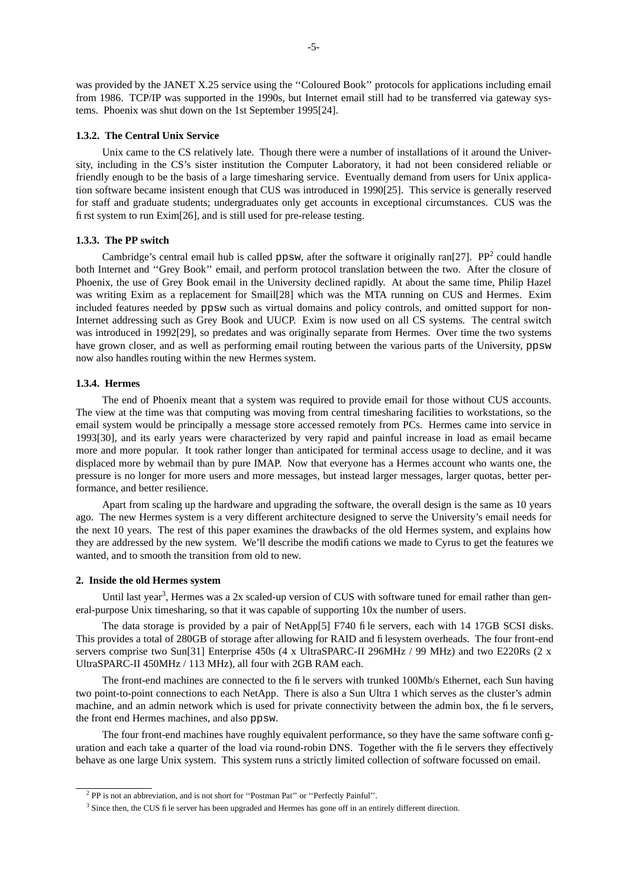was provided by the JANET X.25 service using the ''Coloured Book'' protocols for applications including email from 1986. TCP/IP was supported in the 1990s, but Internet email still had to be transferred via gateway systems. Phoenix was shut down on the 1st September 1995[24].

### 1.3.2. The Central Unix Service

Unix came to the CS relatively late. Though there were a number of installations of it around the University, including in the CS's sister institution the Computer Laboratory, it had not been considered reliable or friendly enough to be the basis of a large timesharing service. Eventually demand from users for Unix application software became insistent enough that CUS was introduced in 1990[25]. This service is generally reserved for staff and graduate students; undergraduates only get accounts in exceptional circumstances. CUS was the first system to run Exim[26], and is still used for pre-release testing.

### 1.3.3. The PP switch

Cambridge's central email hub is called `ppsw`, after the software it originally ran[27]. PP[2] could handle both Internet and ''Grey Book'' email, and perform protocol translation between the two. After the closure of Phoenix, the use of Grey Book email in the University declined rapidly. At about the same time, Philip Hazel was writing Exim as a replacement for Smail[28] which was the MTA running on CUS and Hermes. Exim included features needed by `ppsw` such as virtual domains and policy controls, and omitted support for non-Internet addressing such as Grey Book and UUCP. Exim is now used on all CS systems. The central switch was introduced in 1992[29], so predates and was originally separate from Hermes. Over time the two systems have grown closer, and as well as performing email routing between the various parts of the University, `ppsw` now also handles routing within the new Hermes system.

### 1.3.4. Hermes

The end of Phoenix meant that a system was required to provide email for those without CUS accounts. The view at the time was that computing was moving from central timesharing facilities to workstations, so the email system would be principally a message store accessed remotely from PCs. Hermes came into service in 1993[30], and its early years were characterized by very rapid and painful increase in load as email became more and more popular. It took rather longer than anticipated for terminal access usage to decline, and it was displaced more by webmail than by pure IMAP. Now that everyone has a Hermes account who wants one, the pressure is no longer for more users and more messages, but instead larger messages, larger quotas, better performance, and better resilience.

Apart from scaling up the hardware and upgrading the software, the overall design is the same as 10 years ago. The new Hermes system is a very different architecture designed to serve the University's email needs for the next 10 years. The rest of this paper examines the drawbacks of the old Hermes system, and explains how they are addressed by the new system. We'll describe the modifications we made to Cyrus to get the features we wanted, and to smooth the transition from old to new.

## 2. Inside the old Hermes system

Until last year[3], Hermes was a 2x scaled-up version of CUS with software tuned for email rather than general-purpose Unix timesharing, so that it was capable of supporting 10x the number of users.

The data storage is provided by a pair of NetApp[5] F740 file servers, each with 14 17GB SCSI disks. This provides a total of 280GB of storage after allowing for RAID and filesystem overheads. The four front-end servers comprise two Sun[31] Enterprise 450s (4 x UltraSPARC-II 296MHz / 99 MHz) and two E220Rs (2 x UltraSPARC-II 450MHz / 113 MHz), all four with 2GB RAM each.

The front-end machines are connected to the file servers with trunked 100Mb/s Ethernet, each Sun having two point-to-point connections to each NetApp. There is also a Sun Ultra 1 which serves as the cluster's admin machine, and an admin network which is used for private connectivity between the admin box, the file servers, the front end Hermes machines, and also `ppsw`.

The four front-end machines have roughly equivalent performance, so they have the same software configuration and each take a quarter of the load via round-robin DNS. Together with the file servers they effectively behave as one large Unix system. This system runs a strictly limited collection of software focussed on email.

---

[2] PP is not an abbreviation, and is not short for ''Postman Pat'' or ''Perfectly Painful''.

[3] Since then, the CUS file server has been upgraded and Hermes has gone off in an entirely different direction.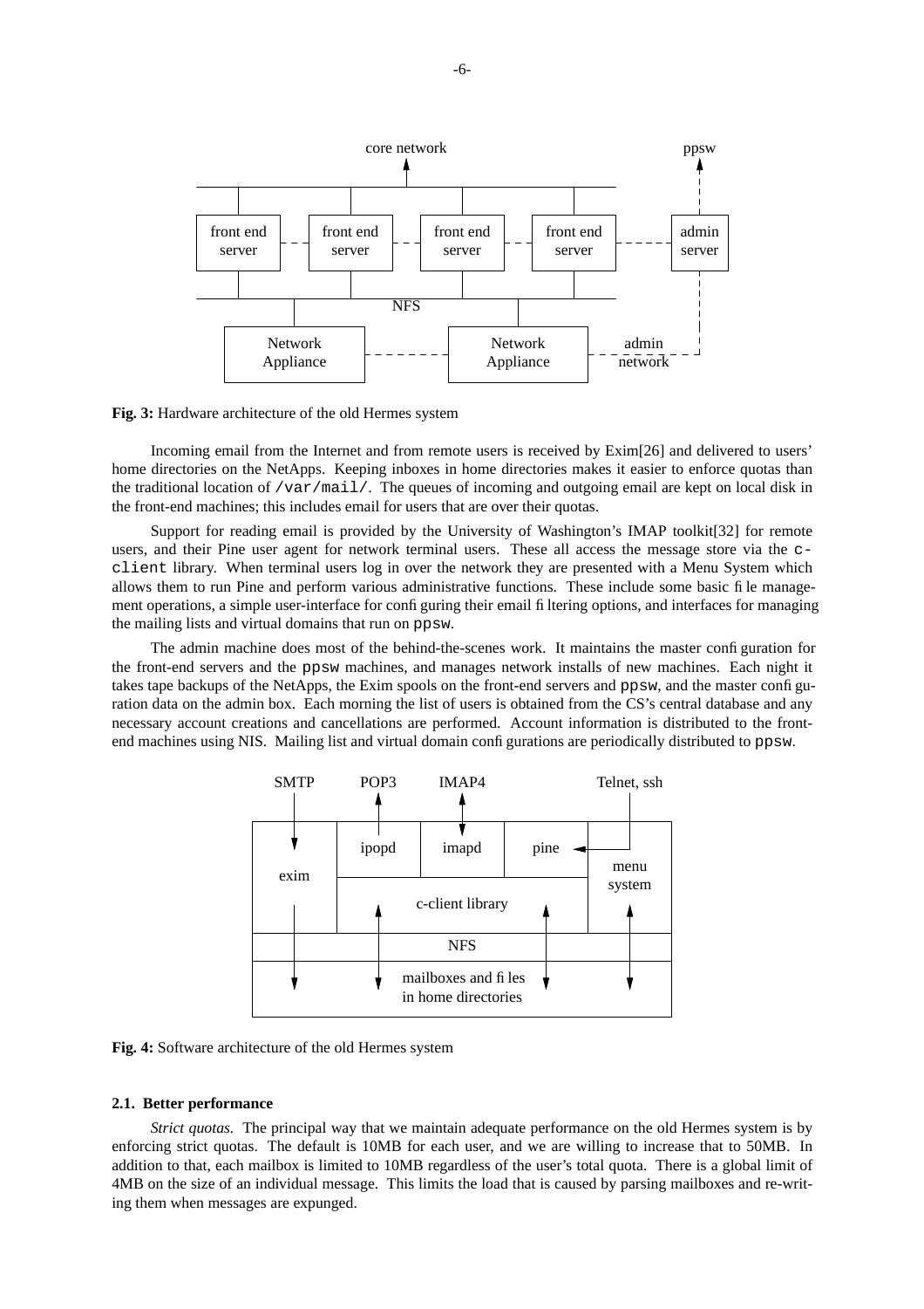**Fig. 3:** Hardware architecture of the old Hermes system

Incoming email from the Internet and from remote users is received by Exim[26] and delivered to users' home directories on the NetApps. Keeping inboxes in home directories makes it easier to enforce quotas than the traditional location of `/var/mail/`. The queues of incoming and outgoing email are kept on local disk in the front-end machines; this includes email for users that are over their quotas.

Support for reading email is provided by the University of Washington's IMAP toolkit[32] for remote users, and their Pine user agent for network terminal users. These all access the message store via the `c-client` library. When terminal users log in over the network they are presented with a Menu System which allows them to run Pine and perform various administrative functions. These include some basic file management operations, a simple user-interface for configuring their email filtering options, and interfaces for managing the mailing lists and virtual domains that run on `ppsw`.

The admin machine does most of the behind-the-scenes work. It maintains the master configuration for the front-end servers and the `ppsw` machines, and manages network installs of new machines. Each night it takes tape backups of the NetApps, the Exim spools on the front-end servers and `ppsw`, and the master configuration data on the admin box. Each morning the list of users is obtained from the CS's central database and any necessary account creations and cancellations are performed. Account information is distributed to the front-end machines using NIS. Mailing list and virtual domain configurations are periodically distributed to `ppsw`.

**Fig. 4:** Software architecture of the old Hermes system

### 2.1. Better performance

*Strict quotas.* The principal way that we maintain adequate performance on the old Hermes system is by enforcing strict quotas. The default is 10MB for each user, and we are willing to increase that to 50MB. In addition to that, each mailbox is limited to 10MB regardless of the user's total quota. There is a global limit of 4MB on the size of an individual message. This limits the load that is caused by parsing mailboxes and re-writing them when messages are expunged.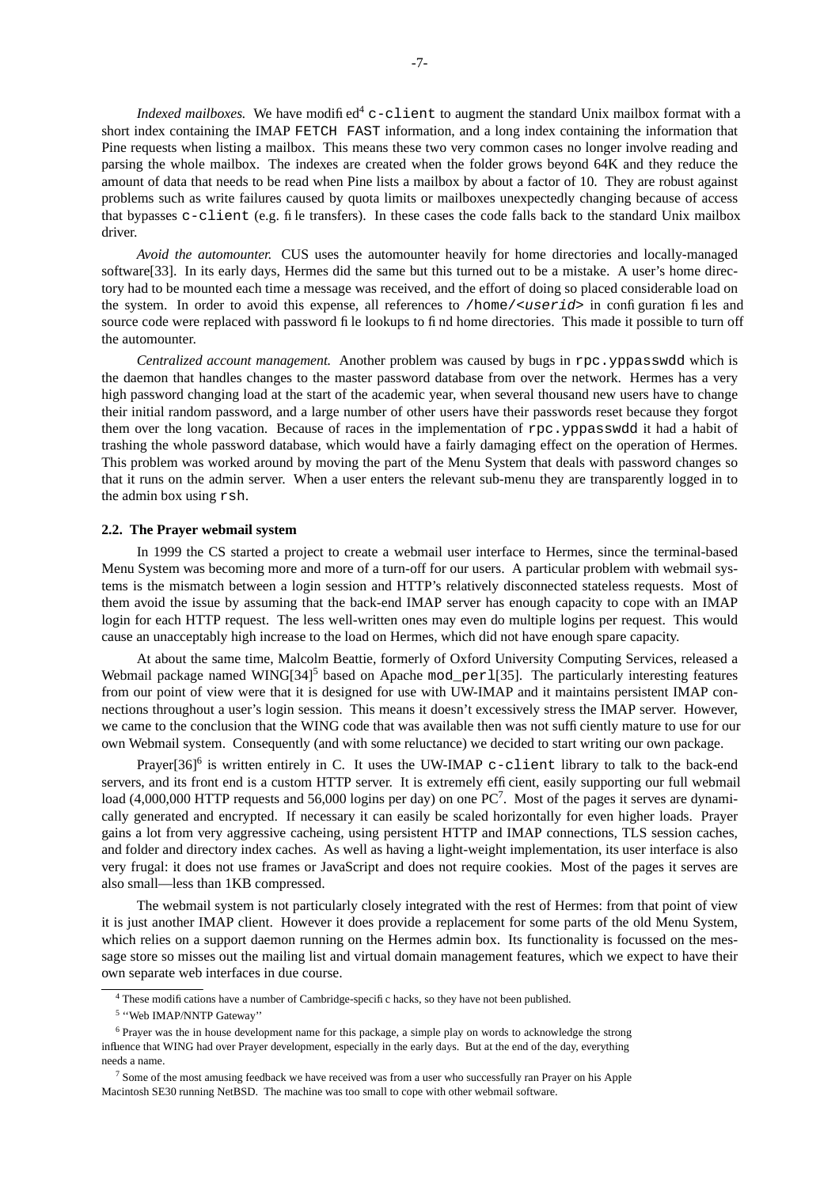*Indexed mailboxes.* We have modified[4] `c-client` to augment the standard Unix mailbox format with a short index containing the IMAP `FETCH FAST` information, and a long index containing the information that Pine requests when listing a mailbox. This means these two very common cases no longer involve reading and parsing the whole mailbox. The indexes are created when the folder grows beyond 64K and they reduce the amount of data that needs to be read when Pine lists a mailbox by about a factor of 10. They are robust against problems such as write failures caused by quota limits or mailboxes unexpectedly changing because of access that bypasses `c-client` (e.g. file transfers). In these cases the code falls back to the standard Unix mailbox driver.

*Avoid the automounter.* CUS uses the automounter heavily for home directories and locally-managed software[33]. In its early days, Hermes did the same but this turned out to be a mistake. A user's home directory had to be mounted each time a message was received, and the effort of doing so placed considerable load on the system. In order to avoid this expense, all references to `/home/<userid>` in configuration files and source code were replaced with password file lookups to find home directories. This made it possible to turn off the automounter.

*Centralized account management.* Another problem was caused by bugs in `rpc.yppasswdd` which is the daemon that handles changes to the master password database from over the network. Hermes has a very high password changing load at the start of the academic year, when several thousand new users have to change their initial random password, and a large number of other users have their passwords reset because they forgot them over the long vacation. Because of races in the implementation of `rpc.yppasswdd` it had a habit of trashing the whole password database, which would have a fairly damaging effect on the operation of Hermes. This problem was worked around by moving the part of the Menu System that deals with password changes so that it runs on the admin server. When a user enters the relevant sub-menu they are transparently logged in to the admin box using `rsh`.

### 2.2. The Prayer webmail system

In 1999 the CS started a project to create a webmail user interface to Hermes, since the terminal-based Menu System was becoming more and more of a turn-off for our users. A particular problem with webmail systems is the mismatch between a login session and HTTP's relatively disconnected stateless requests. Most of them avoid the issue by assuming that the back-end IMAP server has enough capacity to cope with an IMAP login for each HTTP request. The less well-written ones may even do multiple logins per request. This would cause an unacceptably high increase to the load on Hermes, which did not have enough spare capacity.

At about the same time, Malcolm Beattie, formerly of Oxford University Computing Services, released a Webmail package named WING[34][5] based on Apache `mod_perl`[35]. The particularly interesting features from our point of view were that it is designed for use with UW-IMAP and it maintains persistent IMAP connections throughout a user's login session. This means it doesn't excessively stress the IMAP server. However, we came to the conclusion that the WING code that was available then was not sufficiently mature to use for our own Webmail system. Consequently (and with some reluctance) we decided to start writing our own package.

Prayer[36][6] is written entirely in C. It uses the UW-IMAP `c-client` library to talk to the back-end servers, and its front end is a custom HTTP server. It is extremely efficient, easily supporting our full webmail load (4,000,000 HTTP requests and 56,000 logins per day) on one PC[7]. Most of the pages it serves are dynamically generated and encrypted. If necessary it can easily be scaled horizontally for even higher loads. Prayer gains a lot from very aggressive cacheing, using persistent HTTP and IMAP connections, TLS session caches, and folder and directory index caches. As well as having a light-weight implementation, its user interface is also very frugal: it does not use frames or JavaScript and does not require cookies. Most of the pages it serves are also small—less than 1KB compressed.

The webmail system is not particularly closely integrated with the rest of Hermes: from that point of view it is just another IMAP client. However it does provide a replacement for some parts of the old Menu System, which relies on a support daemon running on the Hermes admin box. Its functionality is focussed on the message store so misses out the mailing list and virtual domain management features, which we expect to have their own separate web interfaces in due course.

---

[4] These modifications have a number of Cambridge-specific hacks, so they have not been published.

[5] ''Web IMAP/NNTP Gateway''

[6] Prayer was the in house development name for this package, a simple play on words to acknowledge the strong influence that WING had over Prayer development, especially in the early days. But at the end of the day, everything needs a name.

[7] Some of the most amusing feedback we have received was from a user who successfully ran Prayer on his Apple Macintosh SE30 running NetBSD. The machine was too small to cope with other webmail software.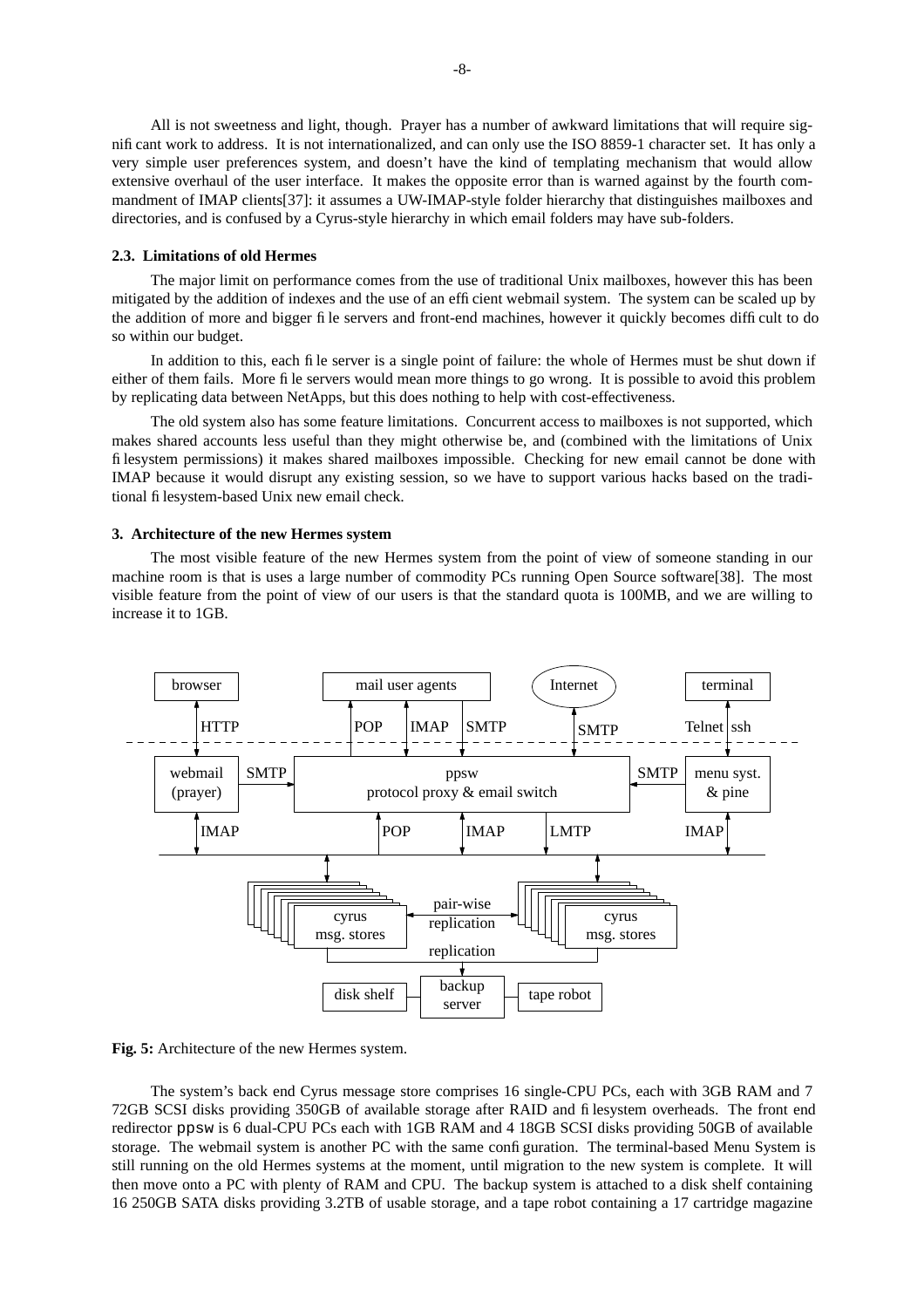All is not sweetness and light, though. Prayer has a number of awkward limitations that will require significant work to address. It is not internationalized, and can only use the ISO 8859-1 character set. It has only a very simple user preferences system, and doesn't have the kind of templating mechanism that would allow extensive overhaul of the user interface. It makes the opposite error than is warned against by the fourth commandment of IMAP clients[37]: it assumes a UW-IMAP-style folder hierarchy that distinguishes mailboxes and directories, and is confused by a Cyrus-style hierarchy in which email folders may have sub-folders.

### 2.3. Limitations of old Hermes

The major limit on performance comes from the use of traditional Unix mailboxes, however this has been mitigated by the addition of indexes and the use of an efficient webmail system. The system can be scaled up by the addition of more and bigger file servers and front-end machines, however it quickly becomes difficult to do so within our budget.

In addition to this, each file server is a single point of failure: the whole of Hermes must be shut down if either of them fails. More file servers would mean more things to go wrong. It is possible to avoid this problem by replicating data between NetApps, but this does nothing to help with cost-effectiveness.

The old system also has some feature limitations. Concurrent access to mailboxes is not supported, which makes shared accounts less useful than they might otherwise be, and (combined with the limitations of Unix filesystem permissions) it makes shared mailboxes impossible. Checking for new email cannot be done with IMAP because it would disrupt any existing session, so we have to support various hacks based on the traditional filesystem-based Unix new email check.

## 3. Architecture of the new Hermes system

The most visible feature of the new Hermes system from the point of view of someone standing in our machine room is that is uses a large number of commodity PCs running Open Source software[38]. The most visible feature from the point of view of our users is that the standard quota is 100MB, and we are willing to increase it to 1GB.

**Fig. 5:** Architecture of the new Hermes system.

The system's back end Cyrus message store comprises 16 single-CPU PCs, each with 3GB RAM and 7 72GB SCSI disks providing 350GB of available storage after RAID and filesystem overheads. The front end redirector `ppsw` is 6 dual-CPU PCs each with 1GB RAM and 4 18GB SCSI disks providing 50GB of available storage. The webmail system is another PC with the same configuration. The terminal-based Menu System is still running on the old Hermes systems at the moment, until migration to the new system is complete. It will then move onto a PC with plenty of RAM and CPU. The backup system is attached to a disk shelf containing 16 250GB SATA disks providing 3.2TB of usable storage, and a tape robot containing a 17 cartridge magazine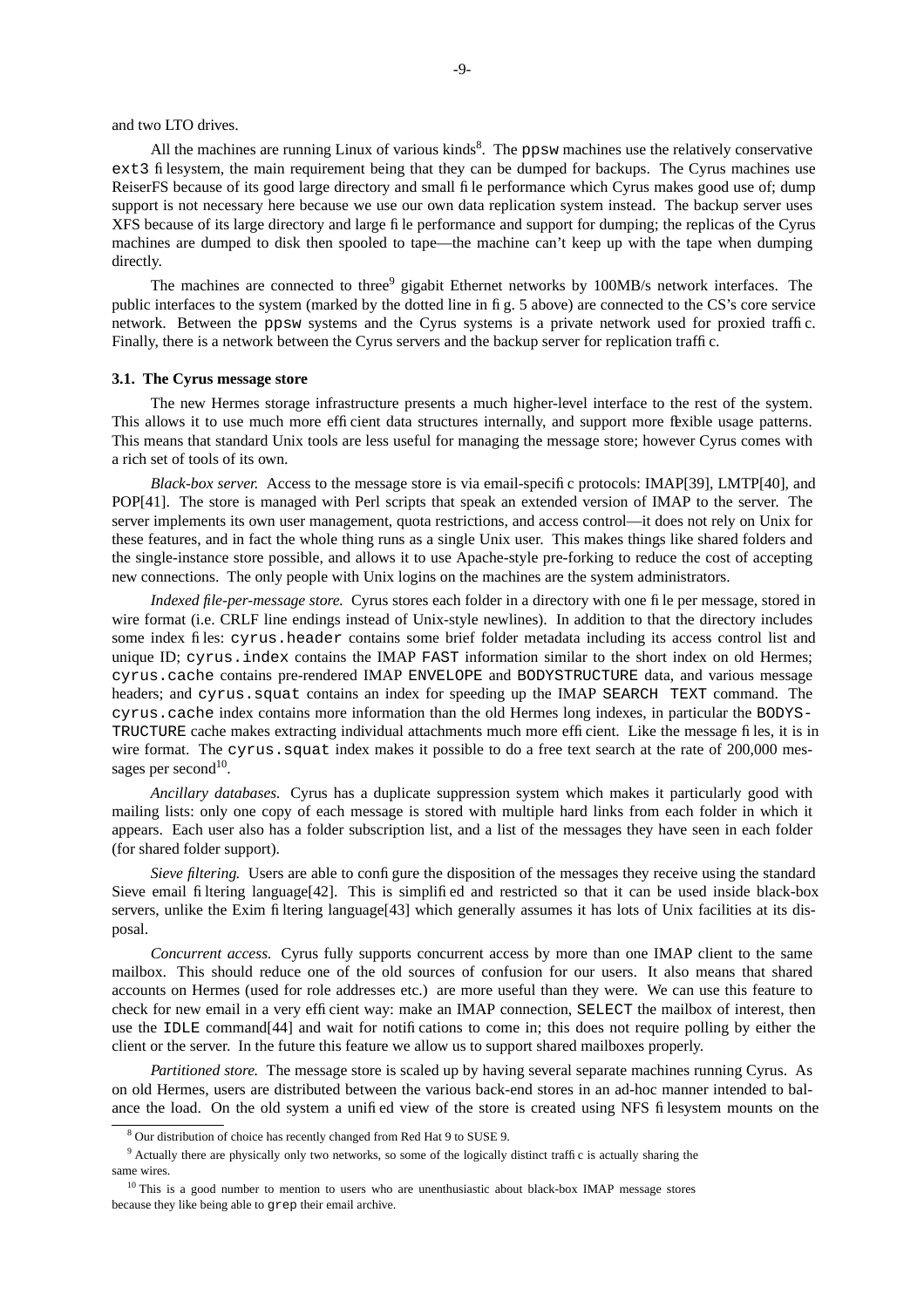and two LTO drives.

All the machines are running Linux of various kinds[8]. The `ppsw` machines use the relatively conservative `ext3` filesystem, the main requirement being that they can be dumped for backups. The Cyrus machines use ReiserFS because of its good large directory and small file performance which Cyrus makes good use of; dump support is not necessary here because we use our own data replication system instead. The backup server uses XFS because of its large directory and large file performance and support for dumping; the replicas of the Cyrus machines are dumped to disk then spooled to tape—the machine can't keep up with the tape when dumping directly.

The machines are connected to three[9] gigabit Ethernet networks by 100MB/s network interfaces. The public interfaces to the system (marked by the dotted line in fig. 5 above) are connected to the CS's core service network. Between the `ppsw` systems and the Cyrus systems is a private network used for proxied traffic. Finally, there is a network between the Cyrus servers and the backup server for replication traffic.

### 3.1. The Cyrus message store

The new Hermes storage infrastructure presents a much higher-level interface to the rest of the system. This allows it to use much more efficient data structures internally, and support more flexible usage patterns. This means that standard Unix tools are less useful for managing the message store; however Cyrus comes with a rich set of tools of its own.

*Black-box server.* Access to the message store is via email-specific protocols: IMAP[39], LMTP[40], and POP[41]. The store is managed with Perl scripts that speak an extended version of IMAP to the server. The server implements its own user management, quota restrictions, and access control—it does not rely on Unix for these features, and in fact the whole thing runs as a single Unix user. This makes things like shared folders and the single-instance store possible, and allows it to use Apache-style pre-forking to reduce the cost of accepting new connections. The only people with Unix logins on the machines are the system administrators.

*Indexed file-per-message store.* Cyrus stores each folder in a directory with one file per message, stored in wire format (i.e. CRLF line endings instead of Unix-style newlines). In addition to that the directory includes some index files: `cyrus.header` contains some brief folder metadata including its access control list and unique ID; `cyrus.index` contains the IMAP `FAST` information similar to the short index on old Hermes; `cyrus.cache` contains pre-rendered IMAP `ENVELOPE` and `BODYSTRUCTURE` data, and various message headers; and `cyrus.squat` contains an index for speeding up the IMAP `SEARCH TEXT` command. The `cyrus.cache` index contains more information than the old Hermes long indexes, in particular the `BODYSTRUCTURE` cache makes extracting individual attachments much more efficient. Like the message files, it is in wire format. The `cyrus.squat` index makes it possible to do a free text search at the rate of 200,000 messages per second[10].

*Ancillary databases.* Cyrus has a duplicate suppression system which makes it particularly good with mailing lists: only one copy of each message is stored with multiple hard links from each folder in which it appears. Each user also has a folder subscription list, and a list of the messages they have seen in each folder (for shared folder support).

*Sieve filtering.* Users are able to configure the disposition of the messages they receive using the standard Sieve email filtering language[42]. This is simplified and restricted so that it can be used inside black-box servers, unlike the Exim filtering language[43] which generally assumes it has lots of Unix facilities at its disposal.

*Concurrent access.* Cyrus fully supports concurrent access by more than one IMAP client to the same mailbox. This should reduce one of the old sources of confusion for our users. It also means that shared accounts on Hermes (used for role addresses etc.) are more useful than they were. We can use this feature to check for new email in a very efficient way: make an IMAP connection, `SELECT` the mailbox of interest, then use the `IDLE` command[44] and wait for notifications to come in; this does not require polling by either the client or the server. In the future this feature we allow us to support shared mailboxes properly.

*Partitioned store.* The message store is scaled up by having several separate machines running Cyrus. As on old Hermes, users are distributed between the various back-end stores in an ad-hoc manner intended to balance the load. On the old system a unified view of the store is created using NFS filesystem mounts on the

---

[8] Our distribution of choice has recently changed from Red Hat 9 to SUSE 9.

[9] Actually there are physically only two networks, so some of the logically distinct traffic is actually sharing the same wires.

[10] This is a good number to mention to users who are unenthusiastic about black-box IMAP message stores because they like being able to `grep` their email archive.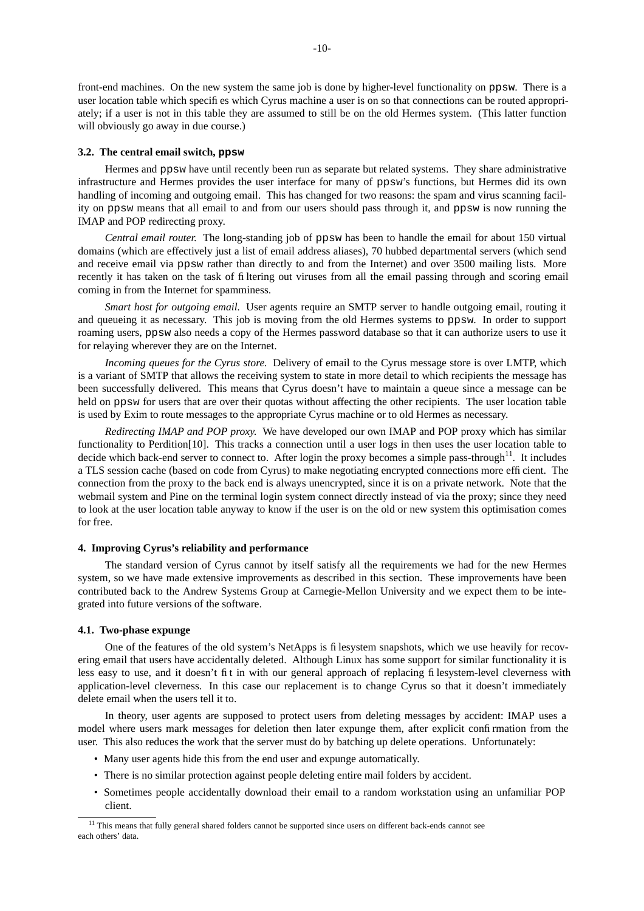front-end machines. On the new system the same job is done by higher-level functionality on ppsw. There is a user location table which specifies which Cyrus machine a user is on so that connections can be routed appropriately; if a user is not in this table they are assumed to still be on the old Hermes system. (This latter function will obviously go away in due course.)

### 3.2. The central email switch, ppsw

Hermes and ppsw have until recently been run as separate but related systems. They share administrative infrastructure and Hermes provides the user interface for many of ppsw's functions, but Hermes did its own handling of incoming and outgoing email. This has changed for two reasons: the spam and virus scanning facility on ppsw means that all email to and from our users should pass through it, and ppsw is now running the IMAP and POP redirecting proxy.

*Central email router.* The long-standing job of ppsw has been to handle the email for about 150 virtual domains (which are effectively just a list of email address aliases), 70 hubbed departmental servers (which send and receive email via ppsw rather than directly to and from the Internet) and over 3500 mailing lists. More recently it has taken on the task of filtering out viruses from all the email passing through and scoring email coming in from the Internet for spamminess.

*Smart host for outgoing email.* User agents require an SMTP server to handle outgoing email, routing it and queueing it as necessary. This job is moving from the old Hermes systems to ppsw. In order to support roaming users, ppsw also needs a copy of the Hermes password database so that it can authorize users to use it for relaying wherever they are on the Internet.

*Incoming queues for the Cyrus store.* Delivery of email to the Cyrus message store is over LMTP, which is a variant of SMTP that allows the receiving system to state in more detail to which recipients the message has been successfully delivered. This means that Cyrus doesn't have to maintain a queue since a message can be held on ppsw for users that are over their quotas without affecting the other recipients. The user location table is used by Exim to route messages to the appropriate Cyrus machine or to old Hermes as necessary.

*Redirecting IMAP and POP proxy.* We have developed our own IMAP and POP proxy which has similar functionality to Perdition[10]. This tracks a connection until a user logs in then uses the user location table to decide which back-end server to connect to. After login the proxy becomes a simple pass-through[11]. It includes a TLS session cache (based on code from Cyrus) to make negotiating encrypted connections more efficient. The connection from the proxy to the back end is always unencrypted, since it is on a private network. Note that the webmail system and Pine on the terminal login system connect directly instead of via the proxy; since they need to look at the user location table anyway to know if the user is on the old or new system this optimisation comes for free.

## 4. Improving Cyrus's reliability and performance

The standard version of Cyrus cannot by itself satisfy all the requirements we had for the new Hermes system, so we have made extensive improvements as described in this section. These improvements have been contributed back to the Andrew Systems Group at Carnegie-Mellon University and we expect them to be integrated into future versions of the software.

### 4.1. Two-phase expunge

One of the features of the old system's NetApps is filesystem snapshots, which we use heavily for recovering email that users have accidentally deleted. Although Linux has some support for similar functionality it is less easy to use, and it doesn't fit in with our general approach of replacing filesystem-level cleverness with application-level cleverness. In this case our replacement is to change Cyrus so that it doesn't immediately delete email when the users tell it to.

In theory, user agents are supposed to protect users from deleting messages by accident: IMAP uses a model where users mark messages for deletion then later expunge them, after explicit confirmation from the user. This also reduces the work that the server must do by batching up delete operations. Unfortunately:

- Many user agents hide this from the end user and expunge automatically.
- There is no similar protection against people deleting entire mail folders by accident.
- Sometimes people accidentally download their email to a random workstation using an unfamiliar POP client.

[11] This means that fully general shared folders cannot be supported since users on different back-ends cannot see each others' data.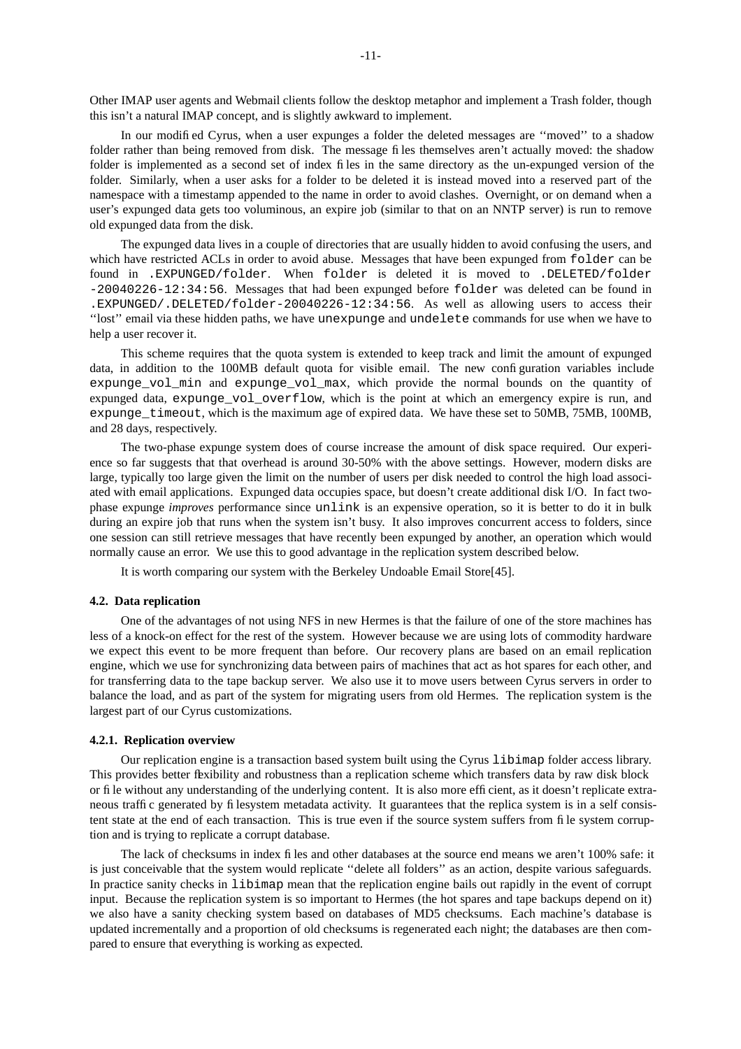Other IMAP user agents and Webmail clients follow the desktop metaphor and implement a Trash folder, though this isn't a natural IMAP concept, and is slightly awkward to implement.

In our modified Cyrus, when a user expunges a folder the deleted messages are ''moved'' to a shadow folder rather than being removed from disk. The message files themselves aren't actually moved: the shadow folder is implemented as a second set of index files in the same directory as the un-expunged version of the folder. Similarly, when a user asks for a folder to be deleted it is instead moved into a reserved part of the namespace with a timestamp appended to the name in order to avoid clashes. Overnight, or on demand when a user's expunged data gets too voluminous, an expire job (similar to that on an NNTP server) is run to remove old expunged data from the disk.

The expunged data lives in a couple of directories that are usually hidden to avoid confusing the users, and which have restricted ACLs in order to avoid abuse. Messages that have been expunged from `folder` can be found in `.EXPUNGED/folder`. When `folder` is deleted it is moved to `.DELETED/folder -20040226-12:34:56`. Messages that had been expunged before `folder` was deleted can be found in `.EXPUNGED/.DELETED/folder-20040226-12:34:56`. As well as allowing users to access their ''lost'' email via these hidden paths, we have `unexpunge` and `undelete` commands for use when we have to help a user recover it.

This scheme requires that the quota system is extended to keep track and limit the amount of expunged data, in addition to the 100MB default quota for visible email. The new configuration variables include `expunge_vol_min` and `expunge_vol_max`, which provide the normal bounds on the quantity of expunged data, `expunge_vol_overflow`, which is the point at which an emergency expire is run, and `expunge_timeout`, which is the maximum age of expired data. We have these set to 50MB, 75MB, 100MB, and 28 days, respectively.

The two-phase expunge system does of course increase the amount of disk space required. Our experience so far suggests that that overhead is around 30-50% with the above settings. However, modern disks are large, typically too large given the limit on the number of users per disk needed to control the high load associated with email applications. Expunged data occupies space, but doesn't create additional disk I/O. In fact two-phase expunge *improves* performance since `unlink` is an expensive operation, so it is better to do it in bulk during an expire job that runs when the system isn't busy. It also improves concurrent access to folders, since one session can still retrieve messages that have recently been expunged by another, an operation which would normally cause an error. We use this to good advantage in the replication system described below.

It is worth comparing our system with the Berkeley Undoable Email Store[45].

### 4.2. Data replication

One of the advantages of not using NFS in new Hermes is that the failure of one of the store machines has less of a knock-on effect for the rest of the system. However because we are using lots of commodity hardware we expect this event to be more frequent than before. Our recovery plans are based on an email replication engine, which we use for synchronizing data between pairs of machines that act as hot spares for each other, and for transferring data to the tape backup server. We also use it to move users between Cyrus servers in order to balance the load, and as part of the system for migrating users from old Hermes. The replication system is the largest part of our Cyrus customizations.

#### 4.2.1. Replication overview

Our replication engine is a transaction based system built using the Cyrus `libimap` folder access library. This provides better flexibility and robustness than a replication scheme which transfers data by raw disk block or file without any understanding of the underlying content. It is also more efficient, as it doesn't replicate extraneous traffic generated by filesystem metadata activity. It guarantees that the replica system is in a self consistent state at the end of each transaction. This is true even if the source system suffers from file system corruption and is trying to replicate a corrupt database.

The lack of checksums in index files and other databases at the source end means we aren't 100% safe: it is just conceivable that the system would replicate ''delete all folders'' as an action, despite various safeguards. In practice sanity checks in `libimap` mean that the replication engine bails out rapidly in the event of corrupt input. Because the replication system is so important to Hermes (the hot spares and tape backups depend on it) we also have a sanity checking system based on databases of MD5 checksums. Each machine's database is updated incrementally and a proportion of old checksums is regenerated each night; the databases are then compared to ensure that everything is working as expected.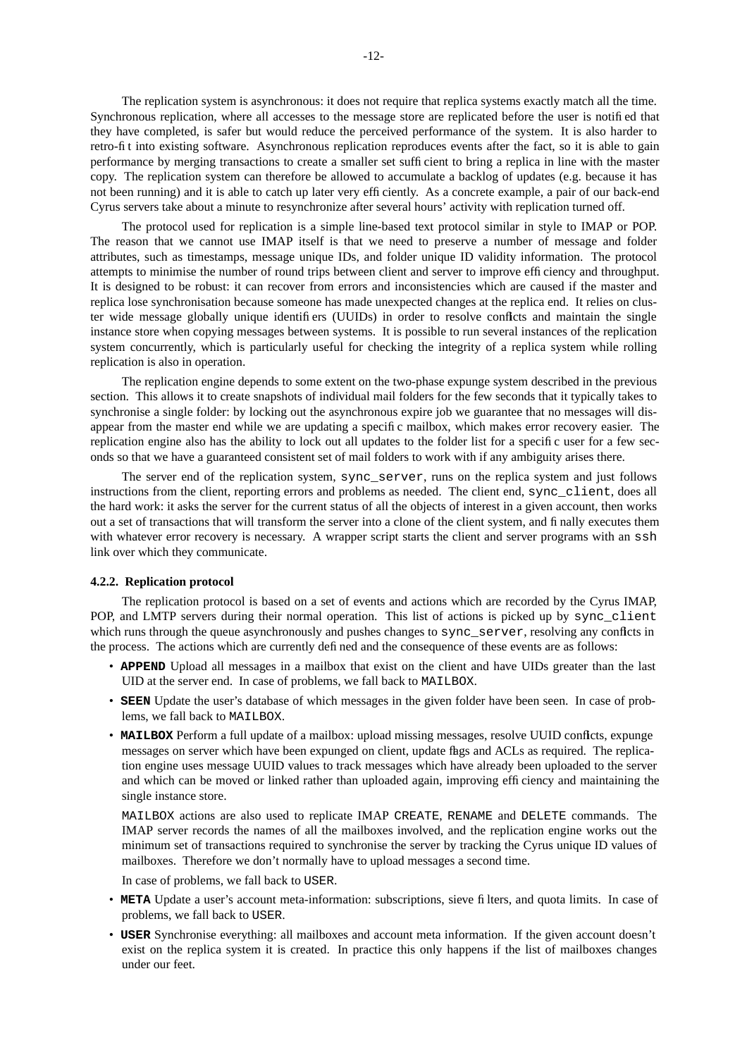The replication system is asynchronous: it does not require that replica systems exactly match all the time. Synchronous replication, where all accesses to the message store are replicated before the user is notified that they have completed, is safer but would reduce the perceived performance of the system. It is also harder to retro-fit into existing software. Asynchronous replication reproduces events after the fact, so it is able to gain performance by merging transactions to create a smaller set sufficient to bring a replica in line with the master copy. The replication system can therefore be allowed to accumulate a backlog of updates (e.g. because it has not been running) and it is able to catch up later very efficiently. As a concrete example, a pair of our back-end Cyrus servers take about a minute to resynchronize after several hours' activity with replication turned off.

The protocol used for replication is a simple line-based text protocol similar in style to IMAP or POP. The reason that we cannot use IMAP itself is that we need to preserve a number of message and folder attributes, such as timestamps, message unique IDs, and folder unique ID validity information. The protocol attempts to minimise the number of round trips between client and server to improve efficiency and throughput. It is designed to be robust: it can recover from errors and inconsistencies which are caused if the master and replica lose synchronisation because someone has made unexpected changes at the replica end. It relies on cluster wide message globally unique identifiers (UUIDs) in order to resolve conflicts and maintain the single instance store when copying messages between systems. It is possible to run several instances of the replication system concurrently, which is particularly useful for checking the integrity of a replica system while rolling replication is also in operation.

The replication engine depends to some extent on the two-phase expunge system described in the previous section. This allows it to create snapshots of individual mail folders for the few seconds that it typically takes to synchronise a single folder: by locking out the asynchronous expire job we guarantee that no messages will disappear from the master end while we are updating a specific mailbox, which makes error recovery easier. The replication engine also has the ability to lock out all updates to the folder list for a specific user for a few seconds so that we have a guaranteed consistent set of mail folders to work with if any ambiguity arises there.

The server end of the replication system, `sync_server`, runs on the replica system and just follows instructions from the client, reporting errors and problems as needed. The client end, `sync_client`, does all the hard work: it asks the server for the current status of all the objects of interest in a given account, then works out a set of transactions that will transform the server into a clone of the client system, and finally executes them with whatever error recovery is necessary. A wrapper script starts the client and server programs with an `ssh` link over which they communicate.

#### 4.2.2. Replication protocol

The replication protocol is based on a set of events and actions which are recorded by the Cyrus IMAP, POP, and LMTP servers during their normal operation. This list of actions is picked up by `sync_client` which runs through the queue asynchronously and pushes changes to `sync_server`, resolving any conflicts in the process. The actions which are currently defined and the consequence of these events are as follows:

- **`APPEND`** Upload all messages in a mailbox that exist on the client and have UIDs greater than the last UID at the server end. In case of problems, we fall back to `MAILBOX`.
- **`SEEN`** Update the user's database of which messages in the given folder have been seen. In case of problems, we fall back to `MAILBOX`.
- **`MAILBOX`** Perform a full update of a mailbox: upload missing messages, resolve UUID conflicts, expunge messages on server which have been expunged on client, update flags and ACLs as required. The replication engine uses message UUID values to track messages which have already been uploaded to the server and which can be moved or linked rather than uploaded again, improving efficiency and maintaining the single instance store.

  `MAILBOX` actions are also used to replicate IMAP `CREATE`, `RENAME` and `DELETE` commands. The IMAP server records the names of all the mailboxes involved, and the replication engine works out the minimum set of transactions required to synchronise the server by tracking the Cyrus unique ID values of mailboxes. Therefore we don't normally have to upload messages a second time.

  In case of problems, we fall back to `USER`.
- **`META`** Update a user's account meta-information: subscriptions, sieve filters, and quota limits. In case of problems, we fall back to `USER`.
- **`USER`** Synchronise everything: all mailboxes and account meta information. If the given account doesn't exist on the replica system it is created. In practice this only happens if the list of mailboxes changes under our feet.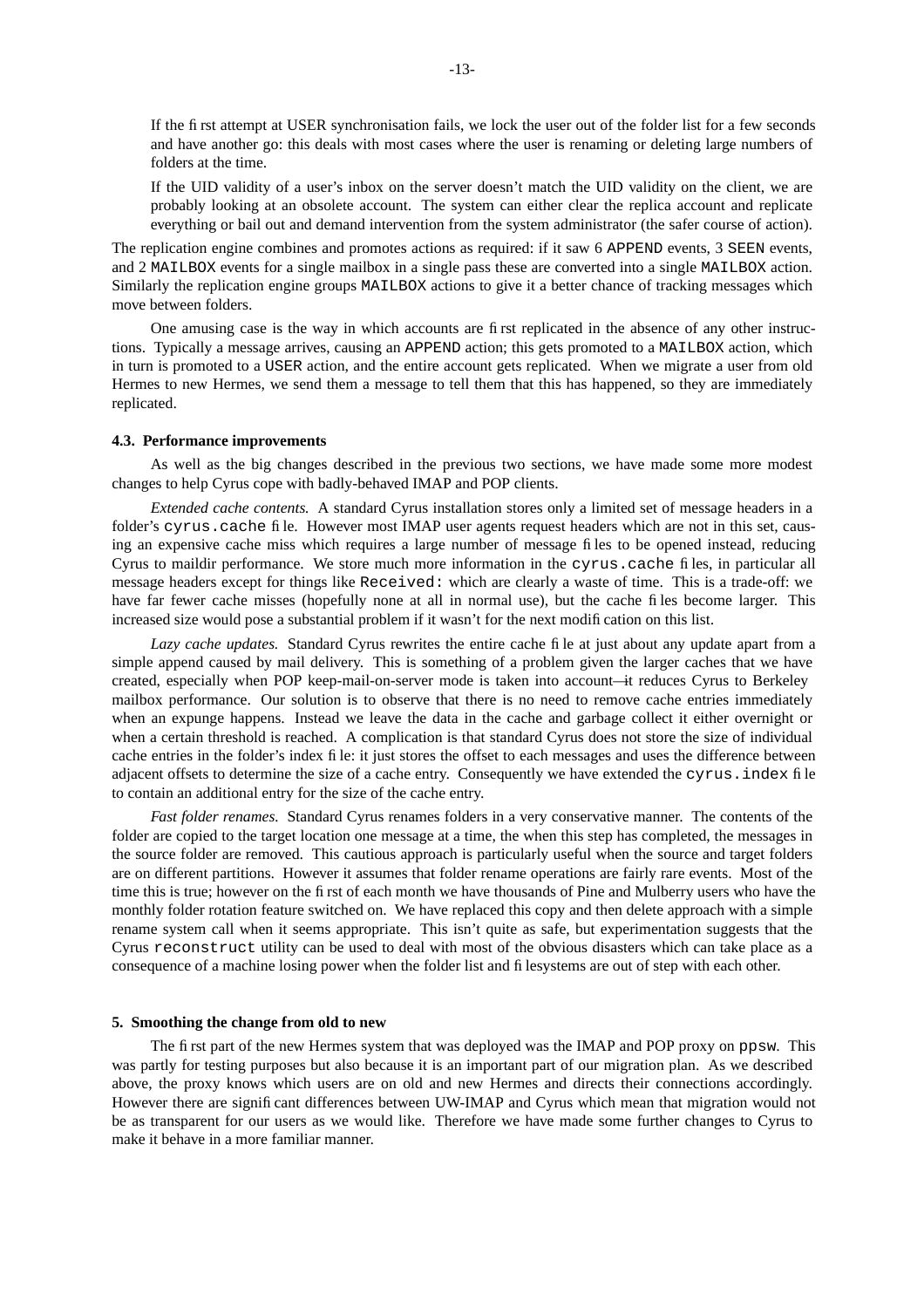If the first attempt at USER synchronisation fails, we lock the user out of the folder list for a few seconds and have another go: this deals with most cases where the user is renaming or deleting large numbers of folders at the time.

If the UID validity of a user's inbox on the server doesn't match the UID validity on the client, we are probably looking at an obsolete account. The system can either clear the replica account and replicate everything or bail out and demand intervention from the system administrator (the safer course of action).

The replication engine combines and promotes actions as required: if it saw 6 APPEND events, 3 SEEN events, and 2 MAILBOX events for a single mailbox in a single pass these are converted into a single MAILBOX action. Similarly the replication engine groups MAILBOX actions to give it a better chance of tracking messages which move between folders.

One amusing case is the way in which accounts are first replicated in the absence of any other instructions. Typically a message arrives, causing an APPEND action; this gets promoted to a MAILBOX action, which in turn is promoted to a USER action, and the entire account gets replicated. When we migrate a user from old Hermes to new Hermes, we send them a message to tell them that this has happened, so they are immediately replicated.

### 4.3. Performance improvements

As well as the big changes described in the previous two sections, we have made some more modest changes to help Cyrus cope with badly-behaved IMAP and POP clients.

*Extended cache contents.* A standard Cyrus installation stores only a limited set of message headers in a folder's cyrus.cache file. However most IMAP user agents request headers which are not in this set, causing an expensive cache miss which requires a large number of message files to be opened instead, reducing Cyrus to maildir performance. We store much more information in the cyrus.cache files, in particular all message headers except for things like Received: which are clearly a waste of time. This is a trade-off: we have far fewer cache misses (hopefully none at all in normal use), but the cache files become larger. This increased size would pose a substantial problem if it wasn't for the next modification on this list.

*Lazy cache updates.* Standard Cyrus rewrites the entire cache file at just about any update apart from a simple append caused by mail delivery. This is something of a problem given the larger caches that we have created, especially when POP keep-mail-on-server mode is taken into account—it reduces Cyrus to Berkeley mailbox performance. Our solution is to observe that there is no need to remove cache entries immediately when an expunge happens. Instead we leave the data in the cache and garbage collect it either overnight or when a certain threshold is reached. A complication is that standard Cyrus does not store the size of individual cache entries in the folder's index file: it just stores the offset to each messages and uses the difference between adjacent offsets to determine the size of a cache entry. Consequently we have extended the cyrus.index file to contain an additional entry for the size of the cache entry.

*Fast folder renames.* Standard Cyrus renames folders in a very conservative manner. The contents of the folder are copied to the target location one message at a time, the when this step has completed, the messages in the source folder are removed. This cautious approach is particularly useful when the source and target folders are on different partitions. However it assumes that folder rename operations are fairly rare events. Most of the time this is true; however on the first of each month we have thousands of Pine and Mulberry users who have the monthly folder rotation feature switched on. We have replaced this copy and then delete approach with a simple rename system call when it seems appropriate. This isn't quite as safe, but experimentation suggests that the Cyrus reconstruct utility can be used to deal with most of the obvious disasters which can take place as a consequence of a machine losing power when the folder list and filesystems are out of step with each other.

## 5. Smoothing the change from old to new

The first part of the new Hermes system that was deployed was the IMAP and POP proxy on ppsw. This was partly for testing purposes but also because it is an important part of our migration plan. As we described above, the proxy knows which users are on old and new Hermes and directs their connections accordingly. However there are significant differences between UW-IMAP and Cyrus which mean that migration would not be as transparent for our users as we would like. Therefore we have made some further changes to Cyrus to make it behave in a more familiar manner.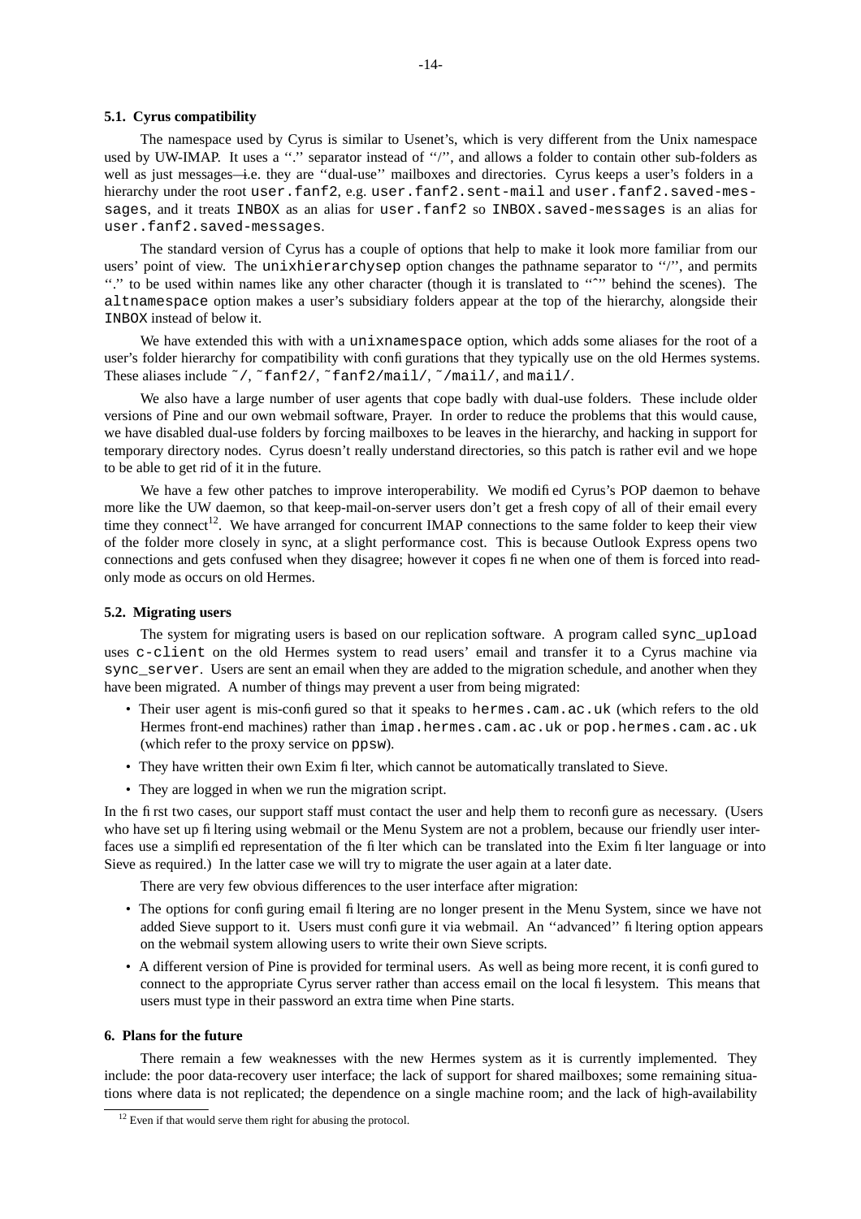### 5.1. Cyrus compatibility

The namespace used by Cyrus is similar to Usenet's, which is very different from the Unix namespace used by UW-IMAP. It uses a "." separator instead of "/", and allows a folder to contain other sub-folders as well as just messages—i.e. they are "dual-use" mailboxes and directories. Cyrus keeps a user's folders in a hierarchy under the root `user.fanf2`, e.g. `user.fanf2.sent-mail` and `user.fanf2.saved-messages`, and it treats `INBOX` as an alias for `user.fanf2` so `INBOX.saved-messages` is an alias for `user.fanf2.saved-messages`.

The standard version of Cyrus has a couple of options that help to make it look more familiar from our users' point of view. The `unixhierarchysep` option changes the pathname separator to "/", and permits "." to be used within names like any other character (though it is translated to "^" behind the scenes). The `altnamespace` option makes a user's subsidiary folders appear at the top of the hierarchy, alongside their `INBOX` instead of below it.

We have extended this with with a `unixnamespace` option, which adds some aliases for the root of a user's folder hierarchy for compatibility with configurations that they typically use on the old Hermes systems. These aliases include `~/`, `~fanf2/`, `~fanf2/mail/`, `~/mail/`, and `mail/`.

We also have a large number of user agents that cope badly with dual-use folders. These include older versions of Pine and our own webmail software, Prayer. In order to reduce the problems that this would cause, we have disabled dual-use folders by forcing mailboxes to be leaves in the hierarchy, and hacking in support for temporary directory nodes. Cyrus doesn't really understand directories, so this patch is rather evil and we hope to be able to get rid of it in the future.

We have a few other patches to improve interoperability. We modified Cyrus's POP daemon to behave more like the UW daemon, so that keep-mail-on-server users don't get a fresh copy of all of their email every time they connect[12]. We have arranged for concurrent IMAP connections to the same folder to keep their view of the folder more closely in sync, at a slight performance cost. This is because Outlook Express opens two connections and gets confused when they disagree; however it copes fine when one of them is forced into read-only mode as occurs on old Hermes.

### 5.2. Migrating users

The system for migrating users is based on our replication software. A program called `sync_upload` uses `c-client` on the old Hermes system to read users' email and transfer it to a Cyrus machine via `sync_server`. Users are sent an email when they are added to the migration schedule, and another when they have been migrated. A number of things may prevent a user from being migrated:

- Their user agent is mis-configured so that it speaks to `hermes.cam.ac.uk` (which refers to the old Hermes front-end machines) rather than `imap.hermes.cam.ac.uk` or `pop.hermes.cam.ac.uk` (which refer to the proxy service on `ppsw`).
- They have written their own Exim filter, which cannot be automatically translated to Sieve.
- They are logged in when we run the migration script.

In the first two cases, our support staff must contact the user and help them to reconfigure as necessary. (Users who have set up filtering using webmail or the Menu System are not a problem, because our friendly user interfaces use a simplified representation of the filter which can be translated into the Exim filter language or into Sieve as required.) In the latter case we will try to migrate the user again at a later date.

There are very few obvious differences to the user interface after migration:

- The options for configuring email filtering are no longer present in the Menu System, since we have not added Sieve support to it. Users must configure it via webmail. An "advanced" filtering option appears on the webmail system allowing users to write their own Sieve scripts.
- A different version of Pine is provided for terminal users. As well as being more recent, it is configured to connect to the appropriate Cyrus server rather than access email on the local filesystem. This means that users must type in their password an extra time when Pine starts.

## 6. Plans for the future

There remain a few weaknesses with the new Hermes system as it is currently implemented. They include: the poor data-recovery user interface; the lack of support for shared mailboxes; some remaining situations where data is not replicated; the dependence on a single machine room; and the lack of high-availability

[12] Even if that would serve them right for abusing the protocol.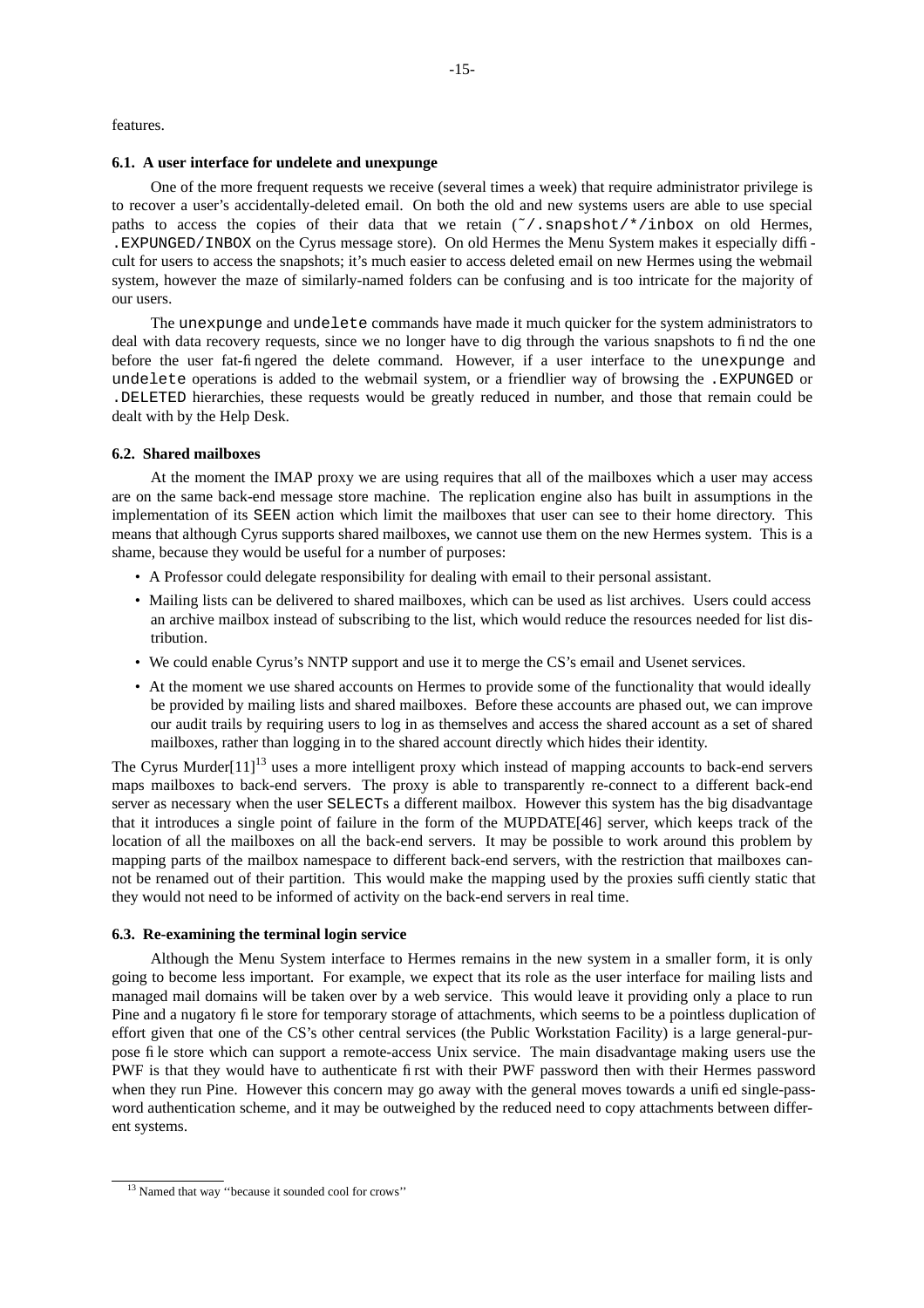features.

### 6.1. A user interface for undelete and unexpunge

One of the more frequent requests we receive (several times a week) that require administrator privilege is to recover a user's accidentally-deleted email. On both the old and new systems users are able to use special paths to access the copies of their data that we retain (`~/.snapshot/*/inbox` on old Hermes, `.EXPUNGED/INBOX` on the Cyrus message store). On old Hermes the Menu System makes it especially difficult for users to access the snapshots; it's much easier to access deleted email on new Hermes using the webmail system, however the maze of similarly-named folders can be confusing and is too intricate for the majority of our users.

The `unexpunge` and `undelete` commands have made it much quicker for the system administrators to deal with data recovery requests, since we no longer have to dig through the various snapshots to find the one before the user fat-fingered the delete command. However, if a user interface to the `unexpunge` and `undelete` operations is added to the webmail system, or a friendlier way of browsing the `.EXPUNGED` or `.DELETED` hierarchies, these requests would be greatly reduced in number, and those that remain could be dealt with by the Help Desk.

### 6.2. Shared mailboxes

At the moment the IMAP proxy we are using requires that all of the mailboxes which a user may access are on the same back-end message store machine. The replication engine also has built in assumptions in the implementation of its `SEEN` action which limit the mailboxes that user can see to their home directory. This means that although Cyrus supports shared mailboxes, we cannot use them on the new Hermes system. This is a shame, because they would be useful for a number of purposes:

- A Professor could delegate responsibility for dealing with email to their personal assistant.
- Mailing lists can be delivered to shared mailboxes, which can be used as list archives. Users could access an archive mailbox instead of subscribing to the list, which would reduce the resources needed for list distribution.
- We could enable Cyrus's NNTP support and use it to merge the CS's email and Usenet services.
- At the moment we use shared accounts on Hermes to provide some of the functionality that would ideally be provided by mailing lists and shared mailboxes. Before these accounts are phased out, we can improve our audit trails by requiring users to log in as themselves and access the shared account as a set of shared mailboxes, rather than logging in to the shared account directly which hides their identity.

The Cyrus Murder[11][13] uses a more intelligent proxy which instead of mapping accounts to back-end servers maps mailboxes to back-end servers. The proxy is able to transparently re-connect to a different back-end server as necessary when the user `SELECT`s a different mailbox. However this system has the big disadvantage that it introduces a single point of failure in the form of the MUPDATE[46] server, which keeps track of the location of all the mailboxes on all the back-end servers. It may be possible to work around this problem by mapping parts of the mailbox namespace to different back-end servers, with the restriction that mailboxes cannot be renamed out of their partition. This would make the mapping used by the proxies sufficiently static that they would not need to be informed of activity on the back-end servers in real time.

### 6.3. Re-examining the terminal login service

Although the Menu System interface to Hermes remains in the new system in a smaller form, it is only going to become less important. For example, we expect that its role as the user interface for mailing lists and managed mail domains will be taken over by a web service. This would leave it providing only a place to run Pine and a nugatory file store for temporary storage of attachments, which seems to be a pointless duplication of effort given that one of the CS's other central services (the Public Workstation Facility) is a large general-purpose file store which can support a remote-access Unix service. The main disadvantage making users use the PWF is that they would have to authenticate first with their PWF password then with their Hermes password when they run Pine. However this concern may go away with the general moves towards a unified single-password authentication scheme, and it may be outweighed by the reduced need to copy attachments between different systems.

---

[13] Named that way "because it sounded cool for crows"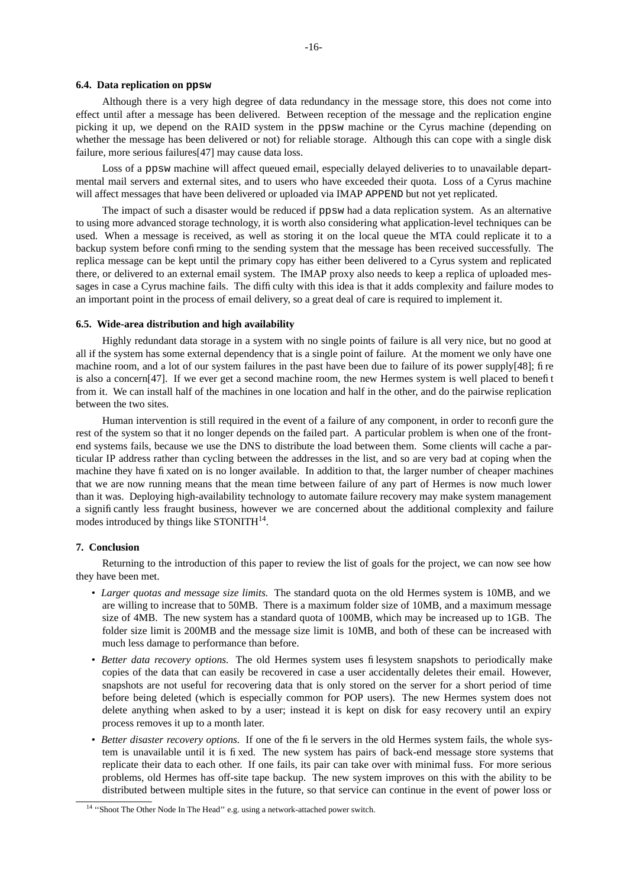### 6.4. Data replication on `ppsw`

Although there is a very high degree of data redundancy in the message store, this does not come into effect until after a message has been delivered. Between reception of the message and the replication engine picking it up, we depend on the RAID system in the `ppsw` machine or the Cyrus machine (depending on whether the message has been delivered or not) for reliable storage. Although this can cope with a single disk failure, more serious failures[47] may cause data loss.

Loss of a `ppsw` machine will affect queued email, especially delayed deliveries to to unavailable departmental mail servers and external sites, and to users who have exceeded their quota. Loss of a Cyrus machine will affect messages that have been delivered or uploaded via IMAP `APPEND` but not yet replicated.

The impact of such a disaster would be reduced if `ppsw` had a data replication system. As an alternative to using more advanced storage technology, it is worth also considering what application-level techniques can be used. When a message is received, as well as storing it on the local queue the MTA could replicate it to a backup system before confirming to the sending system that the message has been received successfully. The replica message can be kept until the primary copy has either been delivered to a Cyrus system and replicated there, or delivered to an external email system. The IMAP proxy also needs to keep a replica of uploaded messages in case a Cyrus machine fails. The difficulty with this idea is that it adds complexity and failure modes to an important point in the process of email delivery, so a great deal of care is required to implement it.

### 6.5. Wide-area distribution and high availability

Highly redundant data storage in a system with no single points of failure is all very nice, but no good at all if the system has some external dependency that is a single point of failure. At the moment we only have one machine room, and a lot of our system failures in the past have been due to failure of its power supply[48]; fire is also a concern[47]. If we ever get a second machine room, the new Hermes system is well placed to benefit from it. We can install half of the machines in one location and half in the other, and do the pairwise replication between the two sites.

Human intervention is still required in the event of a failure of any component, in order to reconfigure the rest of the system so that it no longer depends on the failed part. A particular problem is when one of the front-end systems fails, because we use the DNS to distribute the load between them. Some clients will cache a particular IP address rather than cycling between the addresses in the list, and so are very bad at coping when the machine they have fixated on is no longer available. In addition to that, the larger number of cheaper machines that we are now running means that the mean time between failure of any part of Hermes is now much lower than it was. Deploying high-availability technology to automate failure recovery may make system management a significantly less fraught business, however we are concerned about the additional complexity and failure modes introduced by things like STONITH[14].

## 7. Conclusion

Returning to the introduction of this paper to review the list of goals for the project, we can now see how they have been met.

- *Larger quotas and message size limits.* The standard quota on the old Hermes system is 10MB, and we are willing to increase that to 50MB. There is a maximum folder size of 10MB, and a maximum message size of 4MB. The new system has a standard quota of 100MB, which may be increased up to 1GB. The folder size limit is 200MB and the message size limit is 10MB, and both of these can be increased with much less damage to performance than before.
- *Better data recovery options.* The old Hermes system uses filesystem snapshots to periodically make copies of the data that can easily be recovered in case a user accidentally deletes their email. However, snapshots are not useful for recovering data that is only stored on the server for a short period of time before being deleted (which is especially common for POP users). The new Hermes system does not delete anything when asked to by a user; instead it is kept on disk for easy recovery until an expiry process removes it up to a month later.
- *Better disaster recovery options.* If one of the file servers in the old Hermes system fails, the whole system is unavailable until it is fixed. The new system has pairs of back-end message store systems that replicate their data to each other. If one fails, its pair can take over with minimal fuss. For more serious problems, old Hermes has off-site tape backup. The new system improves on this with the ability to be distributed between multiple sites in the future, so that service can continue in the event of power loss or

[14] "Shoot The Other Node In The Head" e.g. using a network-attached power switch.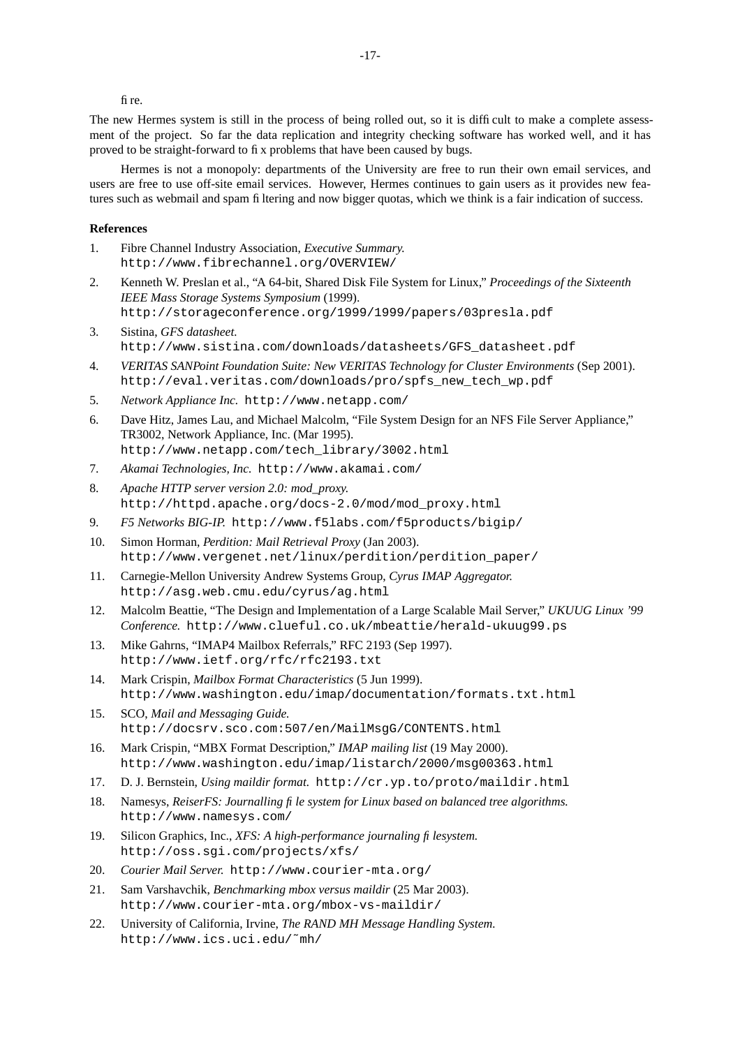fire.

The new Hermes system is still in the process of being rolled out, so it is difficult to make a complete assessment of the project. So far the data replication and integrity checking software has worked well, and it has proved to be straight-forward to fix problems that have been caused by bugs.

Hermes is not a monopoly: departments of the University are free to run their own email services, and users are free to use off-site email services. However, Hermes continues to gain users as it provides new features such as webmail and spam filtering and now bigger quotas, which we think is a fair indication of success.

**References**

1. Fibre Channel Industry Association, *Executive Summary.* `http://www.fibrechannel.org/OVERVIEW/`
2. Kenneth W. Preslan et al., "A 64-bit, Shared Disk File System for Linux," *Proceedings of the Sixteenth IEEE Mass Storage Systems Symposium* (1999). `http://storageconference.org/1999/1999/papers/03presla.pdf`
3. Sistina, *GFS datasheet.* `http://www.sistina.com/downloads/datasheets/GFS_datasheet.pdf`
4. *VERITAS SANPoint Foundation Suite: New VERITAS Technology for Cluster Environments* (Sep 2001). `http://eval.veritas.com/downloads/pro/spfs_new_tech_wp.pdf`
5. *Network Appliance Inc.* `http://www.netapp.com/`
6. Dave Hitz, James Lau, and Michael Malcolm, "File System Design for an NFS File Server Appliance," TR3002, Network Appliance, Inc. (Mar 1995). `http://www.netapp.com/tech_library/3002.html`
7. *Akamai Technologies, Inc.* `http://www.akamai.com/`
8. *Apache HTTP server version 2.0: mod_proxy.* `http://httpd.apache.org/docs-2.0/mod/mod_proxy.html`
9. *F5 Networks BIG-IP.* `http://www.f5labs.com/f5products/bigip/`
10. Simon Horman, *Perdition: Mail Retrieval Proxy* (Jan 2003). `http://www.vergenet.net/linux/perdition/perdition_paper/`
11. Carnegie-Mellon University Andrew Systems Group, *Cyrus IMAP Aggregator.* `http://asg.web.cmu.edu/cyrus/ag.html`
12. Malcolm Beattie, "The Design and Implementation of a Large Scalable Mail Server," *UKUUG Linux '99 Conference.* `http://www.clueful.co.uk/mbeattie/herald-ukuug99.ps`
13. Mike Gahrns, "IMAP4 Mailbox Referrals," RFC 2193 (Sep 1997). `http://www.ietf.org/rfc/rfc2193.txt`
14. Mark Crispin, *Mailbox Format Characteristics* (5 Jun 1999). `http://www.washington.edu/imap/documentation/formats.txt.html`
15. SCO, *Mail and Messaging Guide.* `http://docsrv.sco.com:507/en/MailMsgG/CONTENTS.html`
16. Mark Crispin, "MBX Format Description," *IMAP mailing list* (19 May 2000). `http://www.washington.edu/imap/listarch/2000/msg00363.html`
17. D. J. Bernstein, *Using maildir format.* `http://cr.yp.to/proto/maildir.html`
18. Namesys, *ReiserFS: Journalling file system for Linux based on balanced tree algorithms.* `http://www.namesys.com/`
19. Silicon Graphics, Inc., *XFS: A high-performance journaling filesystem.* `http://oss.sgi.com/projects/xfs/`
20. *Courier Mail Server.* `http://www.courier-mta.org/`
21. Sam Varshavchik, *Benchmarking mbox versus maildir* (25 Mar 2003). `http://www.courier-mta.org/mbox-vs-maildir/`
22. University of California, Irvine, *The RAND MH Message Handling System.* `http://www.ics.uci.edu/~mh/`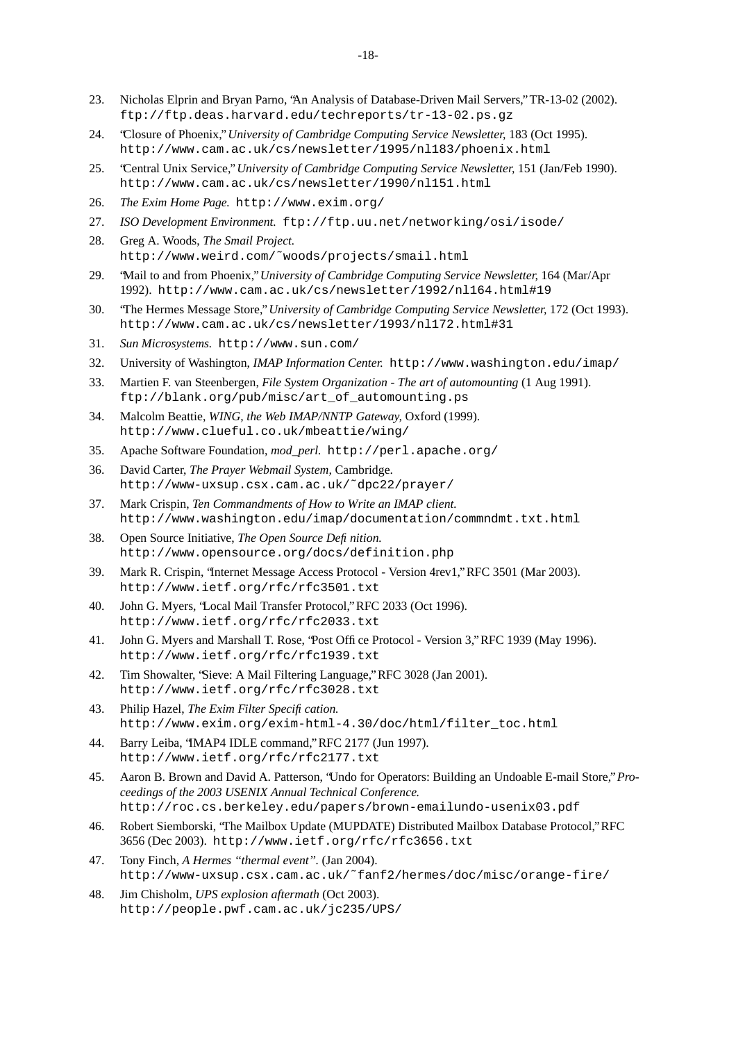23. Nicholas Elprin and Bryan Parno, "An Analysis of Database-Driven Mail Servers," TR-13-02 (2002). ftp://ftp.deas.harvard.edu/techreports/tr-13-02.ps.gz

24. "Closure of Phoenix," *University of Cambridge Computing Service Newsletter,* 183 (Oct 1995). http://www.cam.ac.uk/cs/newsletter/1995/nl183/phoenix.html

25. "Central Unix Service," *University of Cambridge Computing Service Newsletter,* 151 (Jan/Feb 1990). http://www.cam.ac.uk/cs/newsletter/1990/nl151.html

26. *The Exim Home Page.* http://www.exim.org/

27. *ISO Development Environment.* ftp://ftp.uu.net/networking/osi/isode/

28. Greg A. Woods, *The Smail Project.* http://www.weird.com/˜woods/projects/smail.html

29. "Mail to and from Phoenix," *University of Cambridge Computing Service Newsletter,* 164 (Mar/Apr 1992). http://www.cam.ac.uk/cs/newsletter/1992/nl164.html#19

30. "The Hermes Message Store," *University of Cambridge Computing Service Newsletter,* 172 (Oct 1993). http://www.cam.ac.uk/cs/newsletter/1993/nl172.html#31

31. *Sun Microsystems.* http://www.sun.com/

32. University of Washington, *IMAP Information Center.* http://www.washington.edu/imap/

33. Martien F. van Steenbergen, *File System Organization - The art of automounting* (1 Aug 1991). ftp://blank.org/pub/misc/art_of_automounting.ps

34. Malcolm Beattie, *WING, the Web IMAP/NNTP Gateway,* Oxford (1999). http://www.clueful.co.uk/mbeattie/wing/

35. Apache Software Foundation, *mod_perl.* http://perl.apache.org/

36. David Carter, *The Prayer Webmail System,* Cambridge. http://www-uxsup.csx.cam.ac.uk/˜dpc22/prayer/

37. Mark Crispin, *Ten Commandments of How to Write an IMAP client.* http://www.washington.edu/imap/documentation/commndmt.txt.html

38. Open Source Initiative, *The Open Source Definition.* http://www.opensource.org/docs/definition.php

39. Mark R. Crispin, "Internet Message Access Protocol - Version 4rev1," RFC 3501 (Mar 2003). http://www.ietf.org/rfc/rfc3501.txt

40. John G. Myers, "Local Mail Transfer Protocol," RFC 2033 (Oct 1996). http://www.ietf.org/rfc/rfc2033.txt

41. John G. Myers and Marshall T. Rose, "Post Office Protocol - Version 3," RFC 1939 (May 1996). http://www.ietf.org/rfc/rfc1939.txt

42. Tim Showalter, "Sieve: A Mail Filtering Language," RFC 3028 (Jan 2001). http://www.ietf.org/rfc/rfc3028.txt

43. Philip Hazel, *The Exim Filter Specification.* http://www.exim.org/exim-html-4.30/doc/html/filter_toc.html

44. Barry Leiba, "IMAP4 IDLE command," RFC 2177 (Jun 1997). http://www.ietf.org/rfc/rfc2177.txt

45. Aaron B. Brown and David A. Patterson, "Undo for Operators: Building an Undoable E-mail Store," *Proceedings of the 2003 USENIX Annual Technical Conference.* http://roc.cs.berkeley.edu/papers/brown-emailundo-usenix03.pdf

46. Robert Siemborski, "The Mailbox Update (MUPDATE) Distributed Mailbox Database Protocol," RFC 3656 (Dec 2003). http://www.ietf.org/rfc/rfc3656.txt

47. Tony Finch, *A Hermes "thermal event".* (Jan 2004). http://www-uxsup.csx.cam.ac.uk/˜fanf2/hermes/doc/misc/orange-fire/

48. Jim Chisholm, *UPS explosion aftermath* (Oct 2003). http://people.pwf.cam.ac.uk/jc235/UPS/